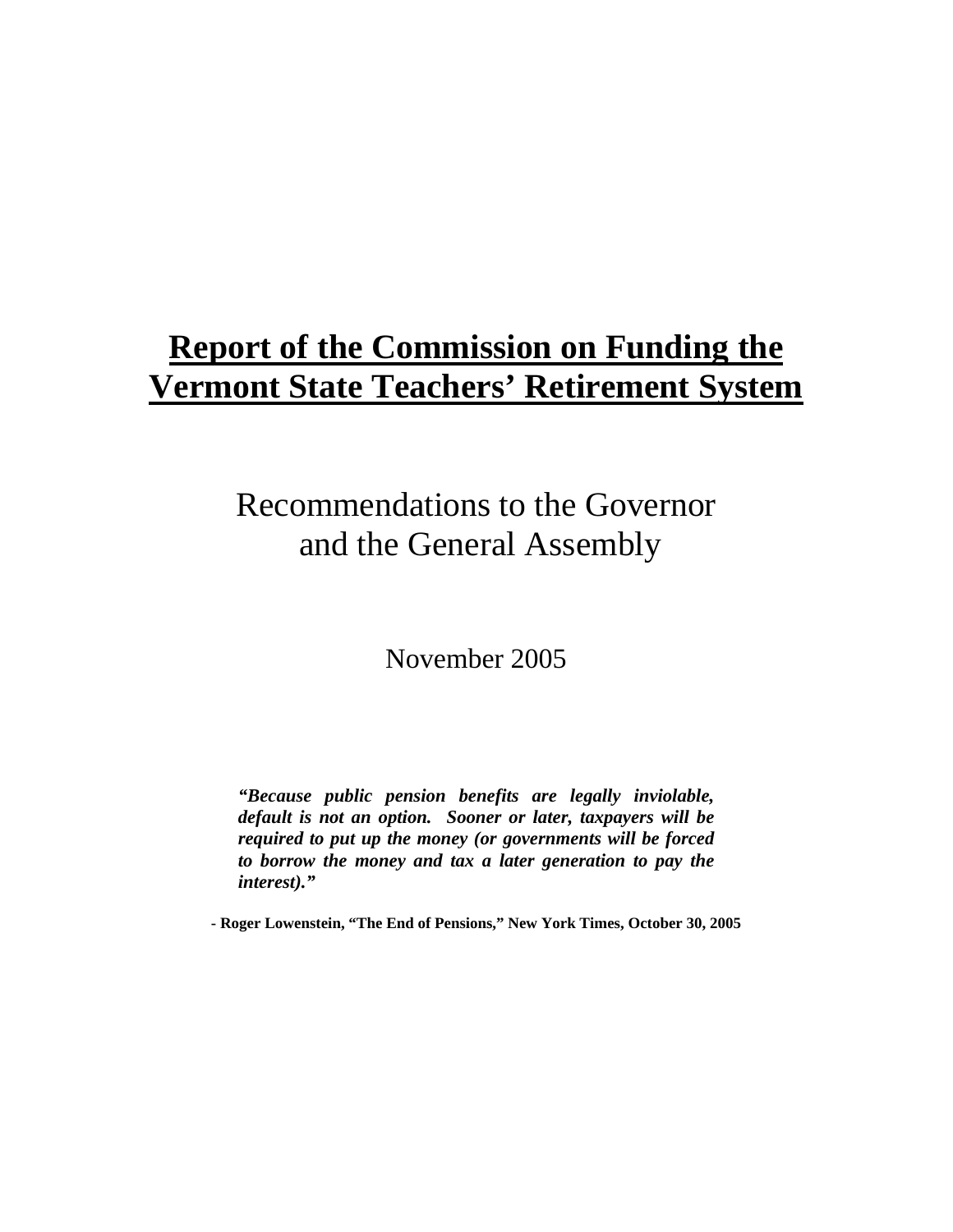# Report of the Commission on Funding the Vermont State Teachers' Retirement System

## Recommendations to the Governor and the General Assembly

November 2005

> ***"Because public pension benefits are legally inviolable, default is not an option. Sooner or later, taxpayers will be required to put up the money (or governments will be forced to borrow the money and tax a later generation to pay the interest)."***
>
> **- Roger Lowenstein, "The End of Pensions," New York Times, October 30, 2005**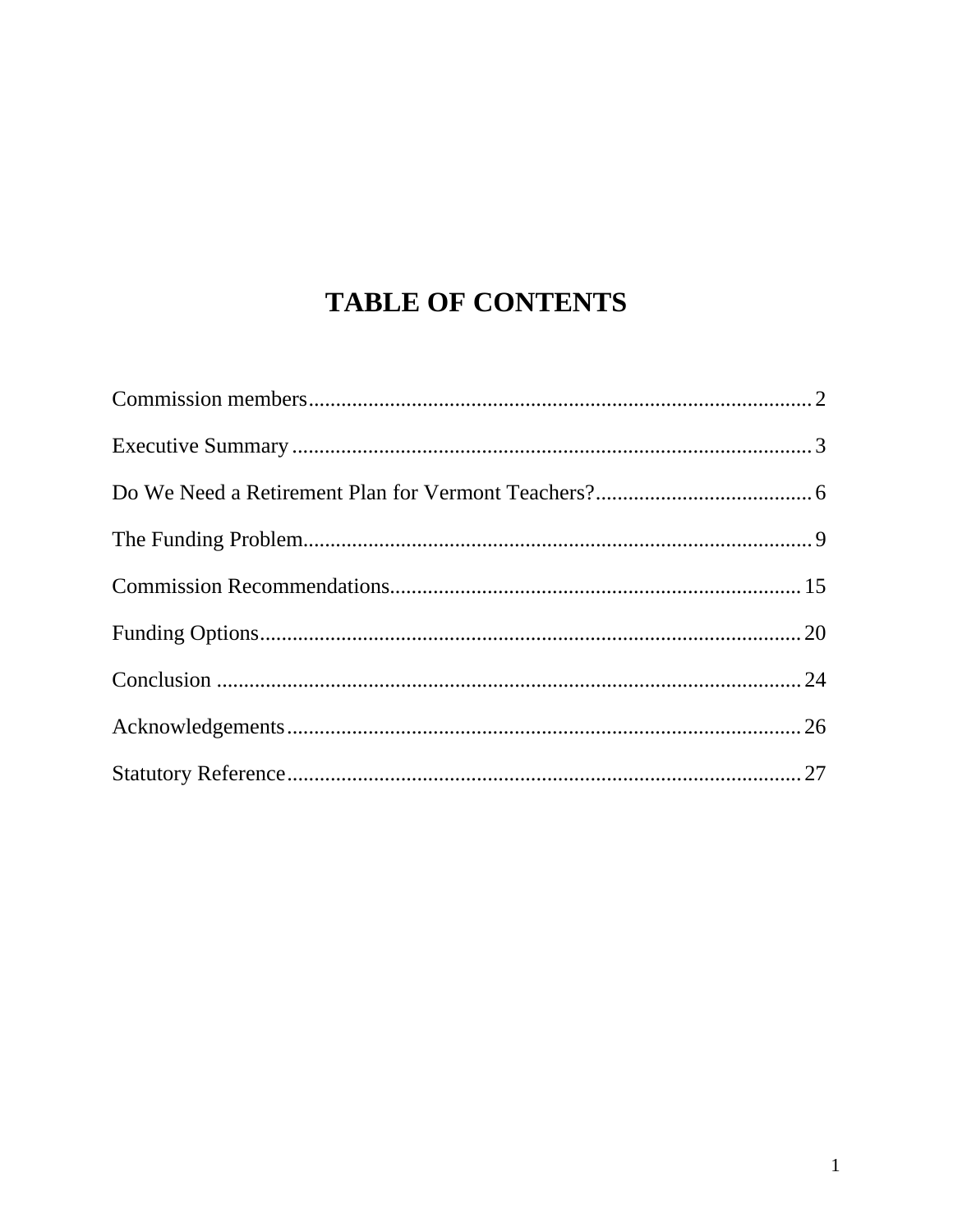# TABLE OF CONTENTS

| | |
|---|---|
| Commission members | 2 |
| Executive Summary | 3 |
| Do We Need a Retirement Plan for Vermont Teachers? | 6 |
| The Funding Problem | 9 |
| Commission Recommendations | 15 |
| Funding Options | 20 |
| Conclusion | 24 |
| Acknowledgements | 26 |
| Statutory Reference | 27 |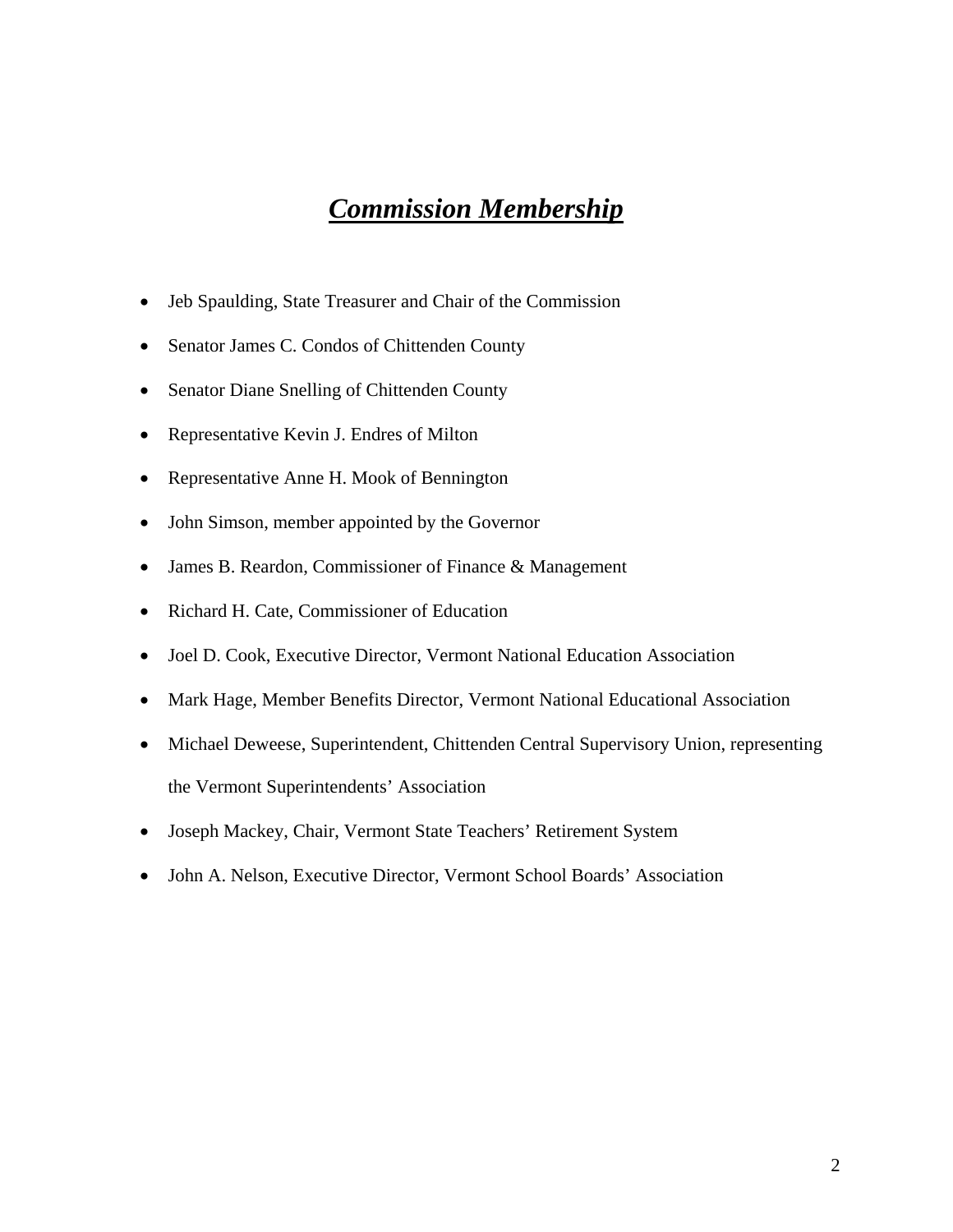# ***Commission Membership***

- Jeb Spaulding, State Treasurer and Chair of the Commission
- Senator James C. Condos of Chittenden County
- Senator Diane Snelling of Chittenden County
- Representative Kevin J. Endres of Milton
- Representative Anne H. Mook of Bennington
- John Simson, member appointed by the Governor
- James B. Reardon, Commissioner of Finance & Management
- Richard H. Cate, Commissioner of Education
- Joel D. Cook, Executive Director, Vermont National Education Association
- Mark Hage, Member Benefits Director, Vermont National Educational Association
- Michael Deweese, Superintendent, Chittenden Central Supervisory Union, representing the Vermont Superintendents' Association
- Joseph Mackey, Chair, Vermont State Teachers' Retirement System
- John A. Nelson, Executive Director, Vermont School Boards' Association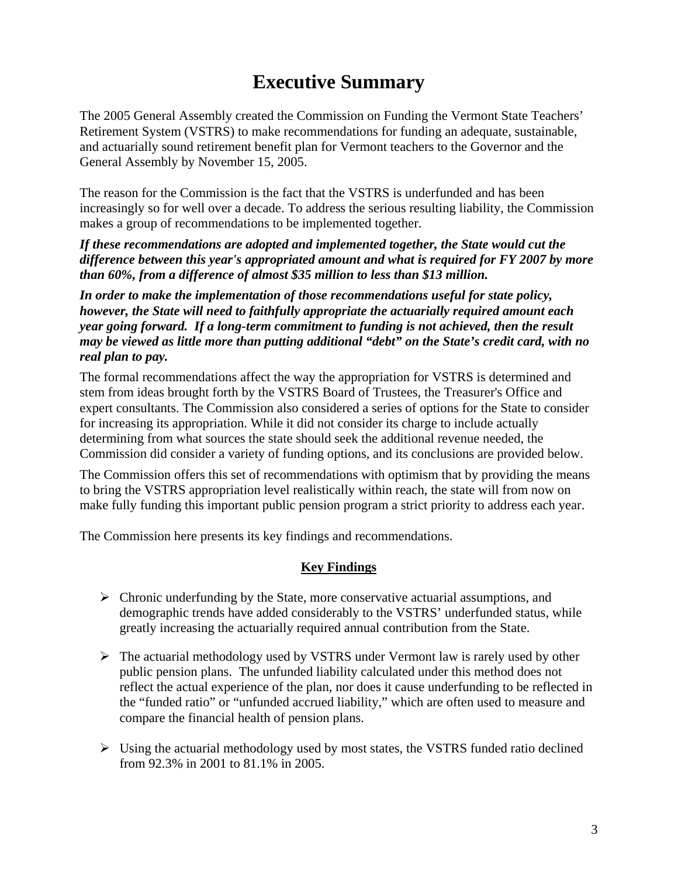# Executive Summary

The 2005 General Assembly created the Commission on Funding the Vermont State Teachers' Retirement System (VSTRS) to make recommendations for funding an adequate, sustainable, and actuarially sound retirement benefit plan for Vermont teachers to the Governor and the General Assembly by November 15, 2005.

The reason for the Commission is the fact that the VSTRS is underfunded and has been increasingly so for well over a decade. To address the serious resulting liability, the Commission makes a group of recommendations to be implemented together.

***If these recommendations are adopted and implemented together, the State would cut the difference between this year's appropriated amount and what is required for FY 2007 by more than 60%, from a difference of almost $35 million to less than $13 million.***

***In order to make the implementation of those recommendations useful for state policy, however, the State will need to faithfully appropriate the actuarially required amount each year going forward. If a long-term commitment to funding is not achieved, then the result may be viewed as little more than putting additional "debt" on the State's credit card, with no real plan to pay.***

The formal recommendations affect the way the appropriation for VSTRS is determined and stem from ideas brought forth by the VSTRS Board of Trustees, the Treasurer's Office and expert consultants. The Commission also considered a series of options for the State to consider for increasing its appropriation. While it did not consider its charge to include actually determining from what sources the state should seek the additional revenue needed, the Commission did consider a variety of funding options, and its conclusions are provided below.

The Commission offers this set of recommendations with optimism that by providing the means to bring the VSTRS appropriation level realistically within reach, the state will from now on make fully funding this important public pension program a strict priority to address each year.

The Commission here presents its key findings and recommendations.

## Key Findings

- Chronic underfunding by the State, more conservative actuarial assumptions, and demographic trends have added considerably to the VSTRS' underfunded status, while greatly increasing the actuarially required annual contribution from the State.

- The actuarial methodology used by VSTRS under Vermont law is rarely used by other public pension plans. The unfunded liability calculated under this method does not reflect the actual experience of the plan, nor does it cause underfunding to be reflected in the "funded ratio" or "unfunded accrued liability," which are often used to measure and compare the financial health of pension plans.

- Using the actuarial methodology used by most states, the VSTRS funded ratio declined from 92.3% in 2001 to 81.1% in 2005.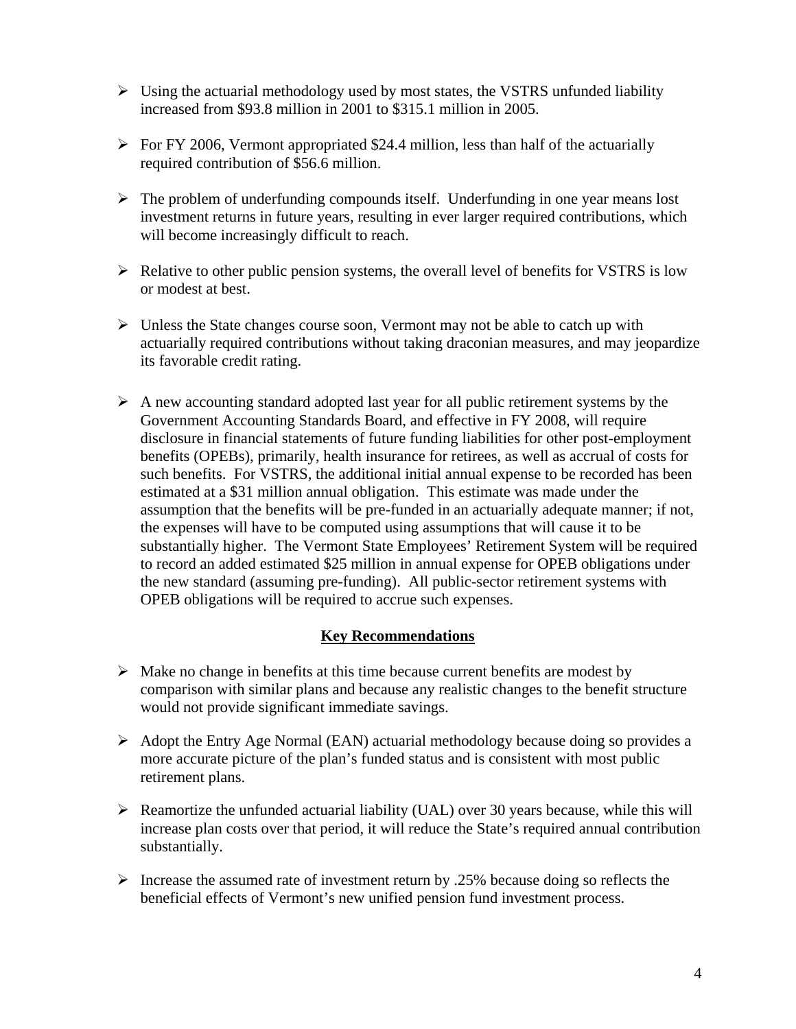- Using the actuarial methodology used by most states, the VSTRS unfunded liability increased from $93.8 million in 2001 to $315.1 million in 2005.

- For FY 2006, Vermont appropriated $24.4 million, less than half of the actuarially required contribution of $56.6 million.

- The problem of underfunding compounds itself. Underfunding in one year means lost investment returns in future years, resulting in ever larger required contributions, which will become increasingly difficult to reach.

- Relative to other public pension systems, the overall level of benefits for VSTRS is low or modest at best.

- Unless the State changes course soon, Vermont may not be able to catch up with actuarially required contributions without taking draconian measures, and may jeopardize its favorable credit rating.

- A new accounting standard adopted last year for all public retirement systems by the Government Accounting Standards Board, and effective in FY 2008, will require disclosure in financial statements of future funding liabilities for other post-employment benefits (OPEBs), primarily, health insurance for retirees, as well as accrual of costs for such benefits. For VSTRS, the additional initial annual expense to be recorded has been estimated at a $31 million annual obligation. This estimate was made under the assumption that the benefits will be pre-funded in an actuarially adequate manner; if not, the expenses will have to be computed using assumptions that will cause it to be substantially higher. The Vermont State Employees' Retirement System will be required to record an added estimated $25 million in annual expense for OPEB obligations under the new standard (assuming pre-funding). All public-sector retirement systems with OPEB obligations will be required to accrue such expenses.

## Key Recommendations

- Make no change in benefits at this time because current benefits are modest by comparison with similar plans and because any realistic changes to the benefit structure would not provide significant immediate savings.

- Adopt the Entry Age Normal (EAN) actuarial methodology because doing so provides a more accurate picture of the plan's funded status and is consistent with most public retirement plans.

- Reamortize the unfunded actuarial liability (UAL) over 30 years because, while this will increase plan costs over that period, it will reduce the State's required annual contribution substantially.

- Increase the assumed rate of investment return by .25% because doing so reflects the beneficial effects of Vermont's new unified pension fund investment process.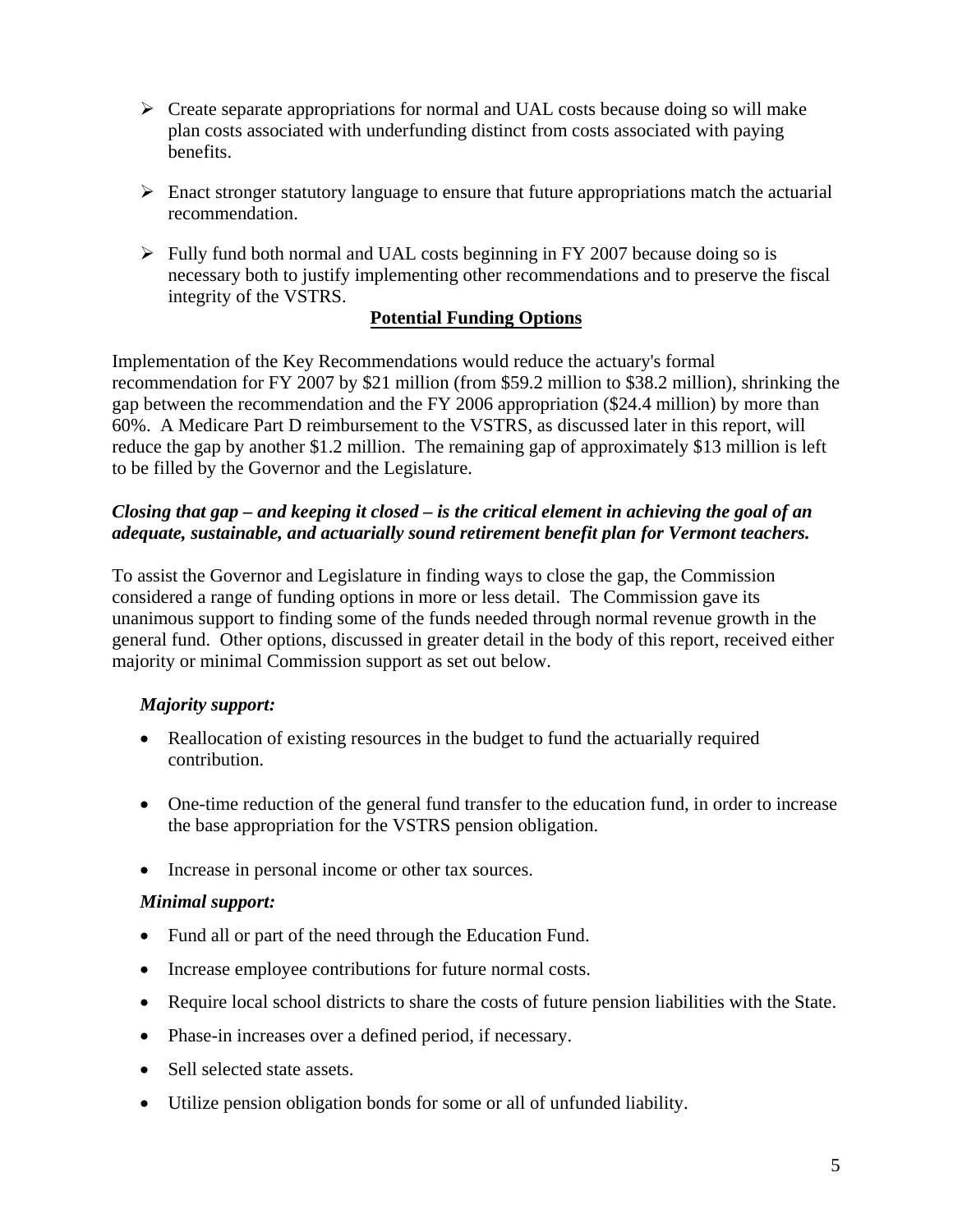- Create separate appropriations for normal and UAL costs because doing so will make plan costs associated with underfunding distinct from costs associated with paying benefits.

- Enact stronger statutory language to ensure that future appropriations match the actuarial recommendation.

- Fully fund both normal and UAL costs beginning in FY 2007 because doing so is necessary both to justify implementing other recommendations and to preserve the fiscal integrity of the VSTRS.

## **Potential Funding Options**

Implementation of the Key Recommendations would reduce the actuary's formal recommendation for FY 2007 by $21 million (from $59.2 million to $38.2 million), shrinking the gap between the recommendation and the FY 2006 appropriation ($24.4 million) by more than 60%. A Medicare Part D reimbursement to the VSTRS, as discussed later in this report, will reduce the gap by another $1.2 million. The remaining gap of approximately $13 million is left to be filled by the Governor and the Legislature.

***Closing that gap – and keeping it closed – is the critical element in achieving the goal of an adequate, sustainable, and actuarially sound retirement benefit plan for Vermont teachers.***

To assist the Governor and Legislature in finding ways to close the gap, the Commission considered a range of funding options in more or less detail. The Commission gave its unanimous support to finding some of the funds needed through normal revenue growth in the general fund. Other options, discussed in greater detail in the body of this report, received either majority or minimal Commission support as set out below.

***Majority support:***

- Reallocation of existing resources in the budget to fund the actuarially required contribution.

- One-time reduction of the general fund transfer to the education fund, in order to increase the base appropriation for the VSTRS pension obligation.

- Increase in personal income or other tax sources.

***Minimal support:***

- Fund all or part of the need through the Education Fund.
- Increase employee contributions for future normal costs.
- Require local school districts to share the costs of future pension liabilities with the State.
- Phase-in increases over a defined period, if necessary.
- Sell selected state assets.
- Utilize pension obligation bonds for some or all of unfunded liability.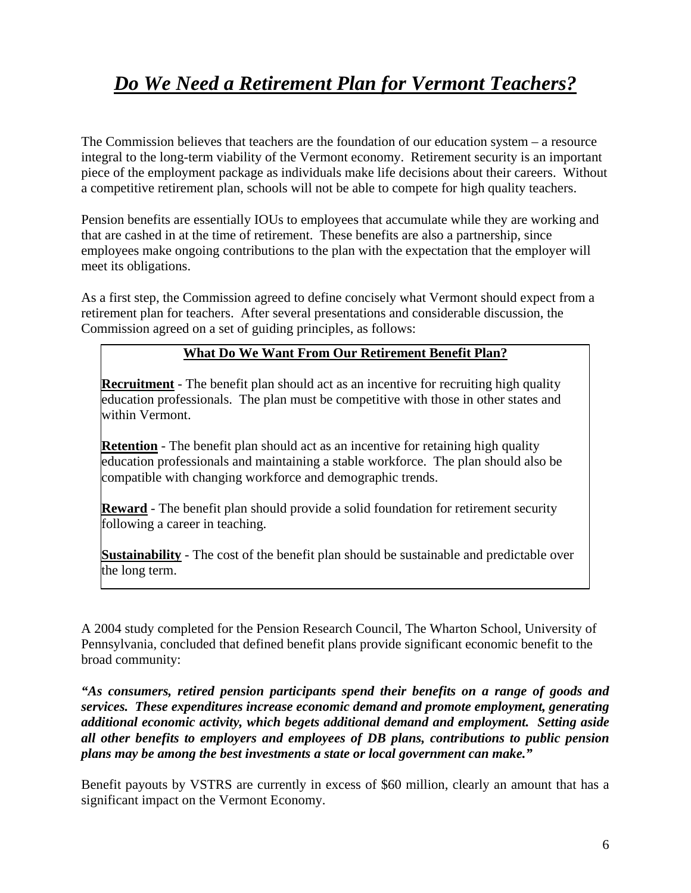# ***Do We Need a Retirement Plan for Vermont Teachers?***

The Commission believes that teachers are the foundation of our education system – a resource integral to the long-term viability of the Vermont economy. Retirement security is an important piece of the employment package as individuals make life decisions about their careers. Without a competitive retirement plan, schools will not be able to compete for high quality teachers.

Pension benefits are essentially IOUs to employees that accumulate while they are working and that are cashed in at the time of retirement. These benefits are also a partnership, since employees make ongoing contributions to the plan with the expectation that the employer will meet its obligations.

As a first step, the Commission agreed to define concisely what Vermont should expect from a retirement plan for teachers. After several presentations and considerable discussion, the Commission agreed on a set of guiding principles, as follows:

**What Do We Want From Our Retirement Benefit Plan?**

**Recruitment** - The benefit plan should act as an incentive for recruiting high quality education professionals. The plan must be competitive with those in other states and within Vermont.

**Retention** - The benefit plan should act as an incentive for retaining high quality education professionals and maintaining a stable workforce. The plan should also be compatible with changing workforce and demographic trends.

**Reward** - The benefit plan should provide a solid foundation for retirement security following a career in teaching.

**Sustainability** - The cost of the benefit plan should be sustainable and predictable over the long term.

A 2004 study completed for the Pension Research Council, The Wharton School, University of Pennsylvania, concluded that defined benefit plans provide significant economic benefit to the broad community:

***"As consumers, retired pension participants spend their benefits on a range of goods and services. These expenditures increase economic demand and promote employment, generating additional economic activity, which begets additional demand and employment. Setting aside all other benefits to employers and employees of DB plans, contributions to public pension plans may be among the best investments a state or local government can make."***

Benefit payouts by VSTRS are currently in excess of $60 million, clearly an amount that has a significant impact on the Vermont Economy.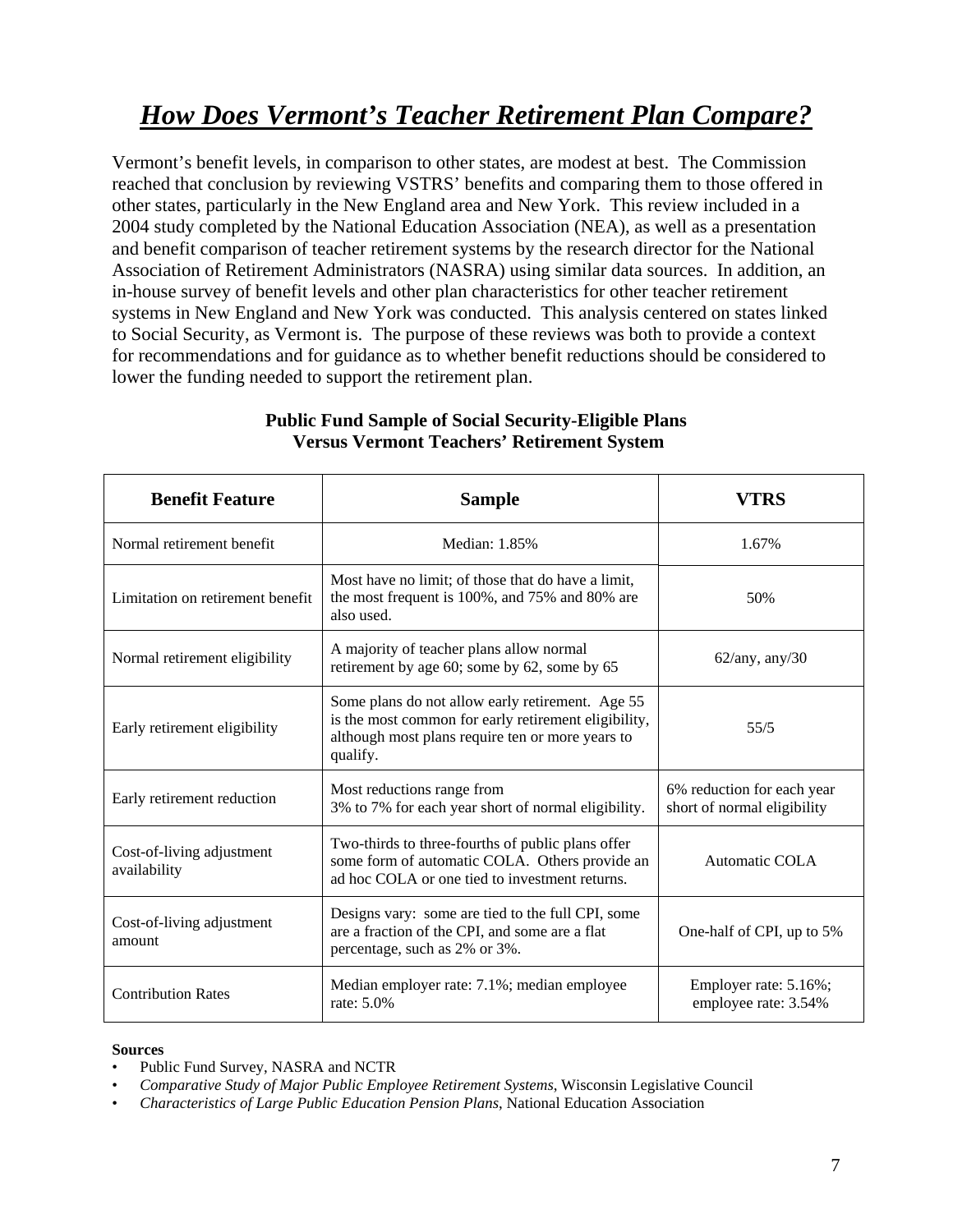# *How Does Vermont's Teacher Retirement Plan Compare?*

Vermont's benefit levels, in comparison to other states, are modest at best. The Commission reached that conclusion by reviewing VSTRS' benefits and comparing them to those offered in other states, particularly in the New England area and New York. This review included in a 2004 study completed by the National Education Association (NEA), as well as a presentation and benefit comparison of teacher retirement systems by the research director for the National Association of Retirement Administrators (NASRA) using similar data sources. In addition, an in-house survey of benefit levels and other plan characteristics for other teacher retirement systems in New England and New York was conducted. This analysis centered on states linked to Social Security, as Vermont is. The purpose of these reviews was both to provide a context for recommendations and for guidance as to whether benefit reductions should be considered to lower the funding needed to support the retirement plan.

**Public Fund Sample of Social Security-Eligible Plans Versus Vermont Teachers' Retirement System**

| Benefit Feature | Sample | VTRS |
| --- | --- | --- |
| Normal retirement benefit | Median: 1.85% | 1.67% |
| Limitation on retirement benefit | Most have no limit; of those that do have a limit, the most frequent is 100%, and 75% and 80% are also used. | 50% |
| Normal retirement eligibility | A majority of teacher plans allow normal retirement by age 60; some by 62, some by 65 | 62/any, any/30 |
| Early retirement eligibility | Some plans do not allow early retirement. Age 55 is the most common for early retirement eligibility, although most plans require ten or more years to qualify. | 55/5 |
| Early retirement reduction | Most reductions range from 3% to 7% for each year short of normal eligibility. | 6% reduction for each year short of normal eligibility |
| Cost-of-living adjustment availability | Two-thirds to three-fourths of public plans offer some form of automatic COLA. Others provide an ad hoc COLA or one tied to investment returns. | Automatic COLA |
| Cost-of-living adjustment amount | Designs vary: some are tied to the full CPI, some are a fraction of the CPI, and some are a flat percentage, such as 2% or 3%. | One-half of CPI, up to 5% |
| Contribution Rates | Median employer rate: 7.1%; median employee rate: 5.0% | Employer rate: 5.16%; employee rate: 3.54% |

**Sources**

- Public Fund Survey, NASRA and NCTR
- *Comparative Study of Major Public Employee Retirement Systems*, Wisconsin Legislative Council
- *Characteristics of Large Public Education Pension Plans*, National Education Association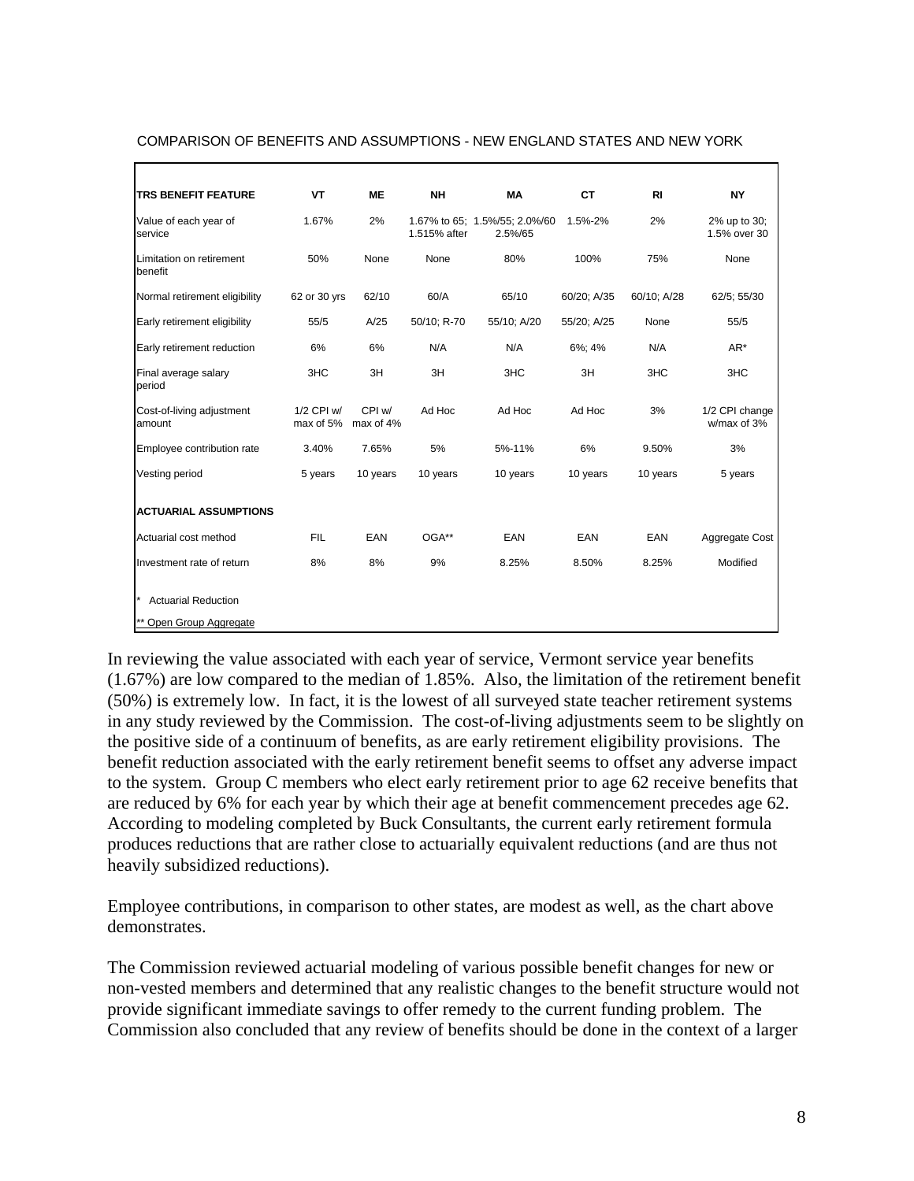COMPARISON OF BENEFITS AND ASSUMPTIONS - NEW ENGLAND STATES AND NEW YORK

| TRS BENEFIT FEATURE | VT | ME | NH | MA | CT | RI | NY |
|---|---|---|---|---|---|---|---|
| Value of each year of service | 1.67% | 2% | 1.67% to 65; 1.515% after | 1.5%/55; 2.0%/60 2.5%/65 | 1.5%-2% | 2% | 2% up to 30; 1.5% over 30 |
| Limitation on retirement benefit | 50% | None | None | 80% | 100% | 75% | None |
| Normal retirement eligibility | 62 or 30 yrs | 62/10 | 60/A | 65/10 | 60/20; A/35 | 60/10; A/28 | 62/5; 55/30 |
| Early retirement eligibility | 55/5 | A/25 | 50/10; R-70 | 55/10; A/20 | 55/20; A/25 | None | 55/5 |
| Early retirement reduction | 6% | 6% | N/A | N/A | 6%; 4% | N/A | AR* |
| Final average salary period | 3HC | 3H | 3H | 3HC | 3H | 3HC | 3HC |
| Cost-of-living adjustment amount | 1/2 CPI w/ max of 5% | CPI w/ max of 4% | Ad Hoc | Ad Hoc | Ad Hoc | 3% | 1/2 CPI change w/max of 3% |
| Employee contribution rate | 3.40% | 7.65% | 5% | 5%-11% | 6% | 9.50% | 3% |
| Vesting period | 5 years | 10 years | 10 years | 10 years | 10 years | 10 years | 5 years |
| **ACTUARIAL ASSUMPTIONS** | | | | | | | |
| Actuarial cost method | FIL | EAN | OGA** | EAN | EAN | EAN | Aggregate Cost |
| Investment rate of return | 8% | 8% | 9% | 8.25% | 8.50% | 8.25% | Modified |

\* Actuarial Reduction

** Open Group Aggregate

In reviewing the value associated with each year of service, Vermont service year benefits (1.67%) are low compared to the median of 1.85%. Also, the limitation of the retirement benefit (50%) is extremely low. In fact, it is the lowest of all surveyed state teacher retirement systems in any study reviewed by the Commission. The cost-of-living adjustments seem to be slightly on the positive side of a continuum of benefits, as are early retirement eligibility provisions. The benefit reduction associated with the early retirement benefit seems to offset any adverse impact to the system. Group C members who elect early retirement prior to age 62 receive benefits that are reduced by 6% for each year by which their age at benefit commencement precedes age 62. According to modeling completed by Buck Consultants, the current early retirement formula produces reductions that are rather close to actuarially equivalent reductions (and are thus not heavily subsidized reductions).

Employee contributions, in comparison to other states, are modest as well, as the chart above demonstrates.

The Commission reviewed actuarial modeling of various possible benefit changes for new or non-vested members and determined that any realistic changes to the benefit structure would not provide significant immediate savings to offer remedy to the current funding problem. The Commission also concluded that any review of benefits should be done in the context of a larger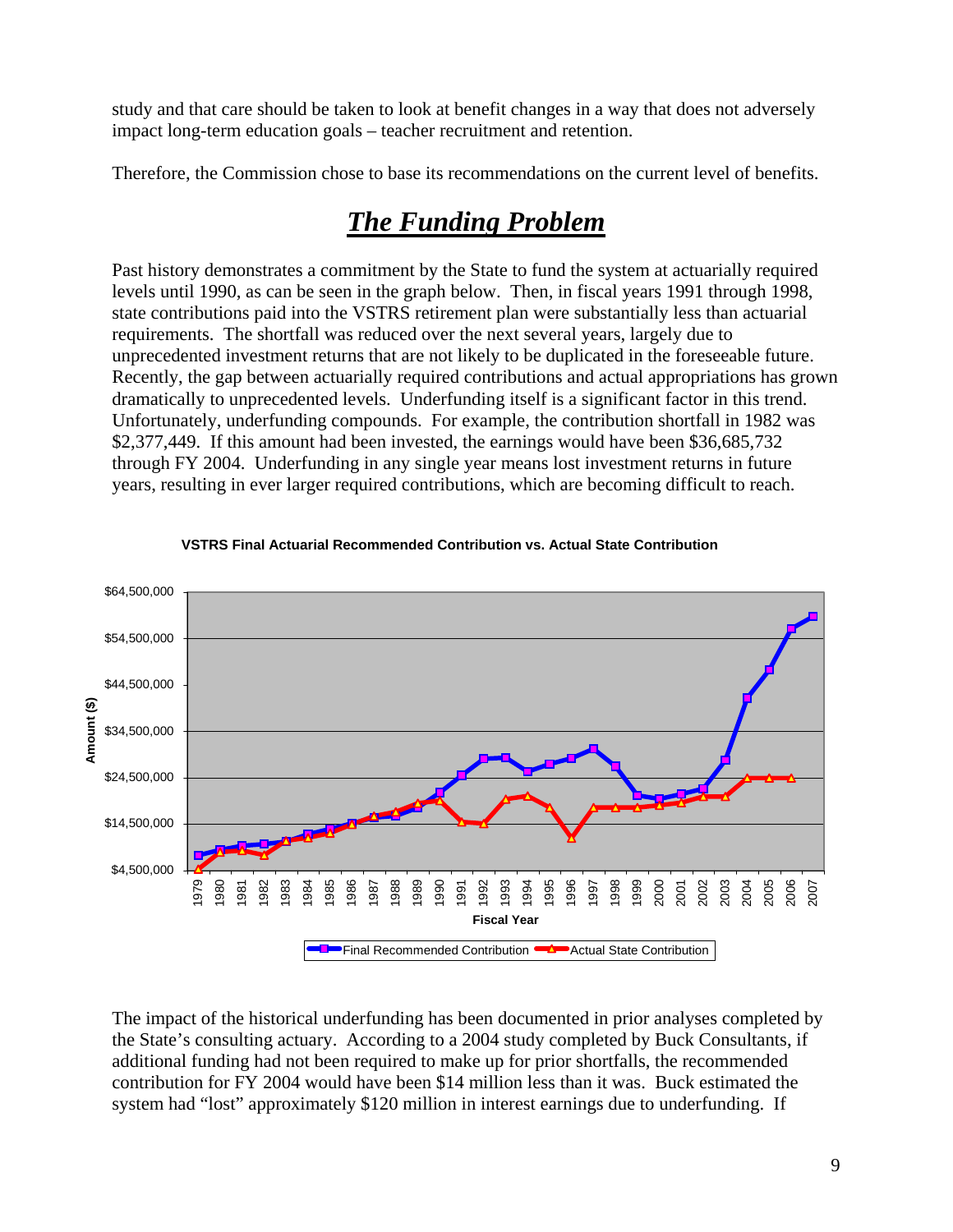study and that care should be taken to look at benefit changes in a way that does not adversely impact long-term education goals – teacher recruitment and retention.

Therefore, the Commission chose to base its recommendations on the current level of benefits.

## ***The Funding Problem***

Past history demonstrates a commitment by the State to fund the system at actuarially required levels until 1990, as can be seen in the graph below. Then, in fiscal years 1991 through 1998, state contributions paid into the VSTRS retirement plan were substantially less than actuarial requirements. The shortfall was reduced over the next several years, largely due to unprecedented investment returns that are not likely to be duplicated in the foreseeable future. Recently, the gap between actuarially required contributions and actual appropriations has grown dramatically to unprecedented levels. Underfunding itself is a significant factor in this trend. Unfortunately, underfunding compounds. For example, the contribution shortfall in 1982 was $2,377,449. If this amount had been invested, the earnings would have been $36,685,732 through FY 2004. Underfunding in any single year means lost investment returns in future years, resulting in ever larger required contributions, which are becoming difficult to reach.

**VSTRS Final Actuarial Recommended Contribution vs. Actual State Contribution**

The impact of the historical underfunding has been documented in prior analyses completed by the State's consulting actuary. According to a 2004 study completed by Buck Consultants, if additional funding had not been required to make up for prior shortfalls, the recommended contribution for FY 2004 would have been $14 million less than it was. Buck estimated the system had "lost" approximately $120 million in interest earnings due to underfunding. If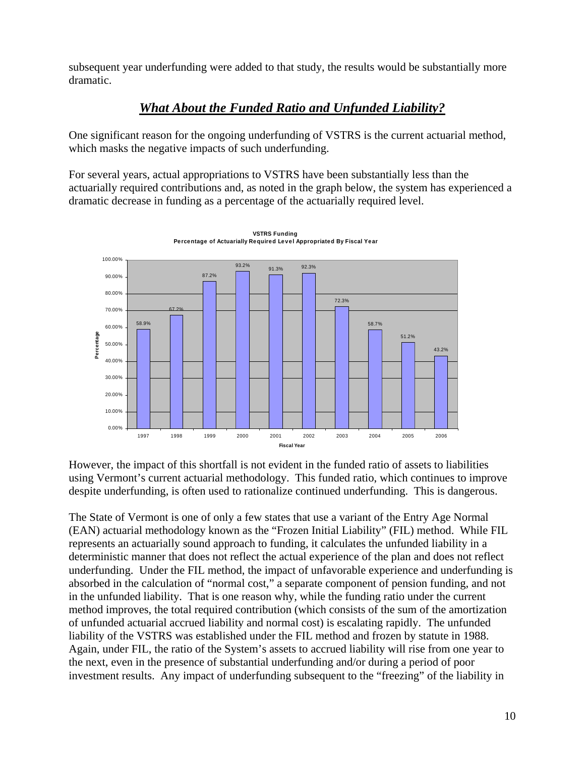subsequent year underfunding were added to that study, the results would be substantially more dramatic.

## ***What About the Funded Ratio and Unfunded Liability?***

One significant reason for the ongoing underfunding of VSTRS is the current actuarial method, which masks the negative impacts of such underfunding.

For several years, actual appropriations to VSTRS have been substantially less than the actuarially required contributions and, as noted in the graph below, the system has experienced a dramatic decrease in funding as a percentage of the actuarially required level.

**VSTRS Funding**
**Percentage of Actuarially Required Level Appropriated By Fiscal Year**

| Fiscal Year | 1997 | 1998 | 1999 | 2000 | 2001 | 2002 | 2003 | 2004 | 2005 | 2006 |
|---|---|---|---|---|---|---|---|---|---|---|
| Percentage | 58.9% | 67.2% | 87.2% | 93.2% | 91.3% | 92.3% | 72.3% | 58.7% | 51.2% | 43.2% |

However, the impact of this shortfall is not evident in the funded ratio of assets to liabilities using Vermont's current actuarial methodology. This funded ratio, which continues to improve despite underfunding, is often used to rationalize continued underfunding. This is dangerous.

The State of Vermont is one of only a few states that use a variant of the Entry Age Normal (EAN) actuarial methodology known as the "Frozen Initial Liability" (FIL) method. While FIL represents an actuarially sound approach to funding, it calculates the unfunded liability in a deterministic manner that does not reflect the actual experience of the plan and does not reflect underfunding. Under the FIL method, the impact of unfavorable experience and underfunding is absorbed in the calculation of "normal cost," a separate component of pension funding, and not in the unfunded liability. That is one reason why, while the funding ratio under the current method improves, the total required contribution (which consists of the sum of the amortization of unfunded actuarial accrued liability and normal cost) is escalating rapidly. The unfunded liability of the VSTRS was established under the FIL method and frozen by statute in 1988. Again, under FIL, the ratio of the System's assets to accrued liability will rise from one year to the next, even in the presence of substantial underfunding and/or during a period of poor investment results. Any impact of underfunding subsequent to the "freezing" of the liability in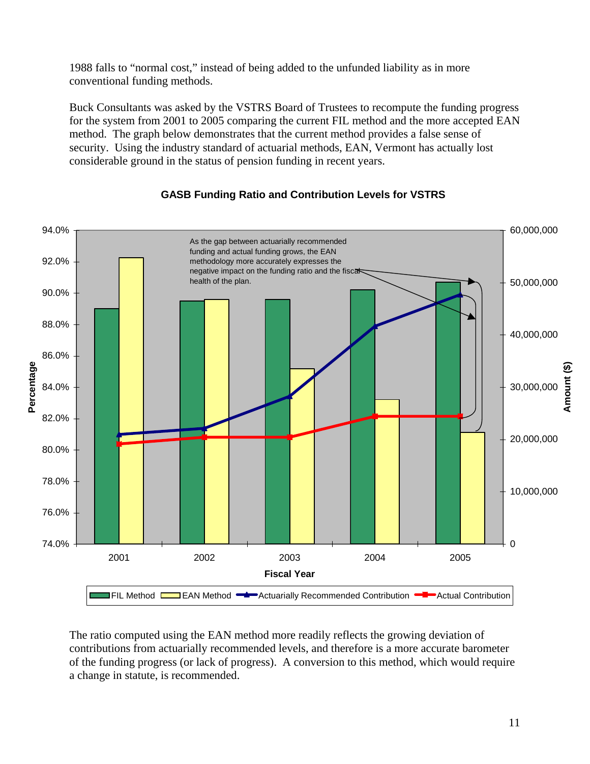1988 falls to "normal cost," instead of being added to the unfunded liability as in more conventional funding methods.

Buck Consultants was asked by the VSTRS Board of Trustees to recompute the funding progress for the system from 2001 to 2005 comparing the current FIL method and the more accepted EAN method. The graph below demonstrates that the current method provides a false sense of security. Using the industry standard of actuarial methods, EAN, Vermont has actually lost considerable ground in the status of pension funding in recent years.

**GASB Funding Ratio and Contribution Levels for VSTRS**

As the gap between actuarially recommended funding and actual funding grows, the EAN methodology more accurately expresses the negative impact on the funding ratio and the fiscal health of the plan.

FIL Method | EAN Method | Actuarially Recommended Contribution | Actual Contribution

The ratio computed using the EAN method more readily reflects the growing deviation of contributions from actuarially recommended levels, and therefore is a more accurate barometer of the funding progress (or lack of progress). A conversion to this method, which would require a change in statute, is recommended.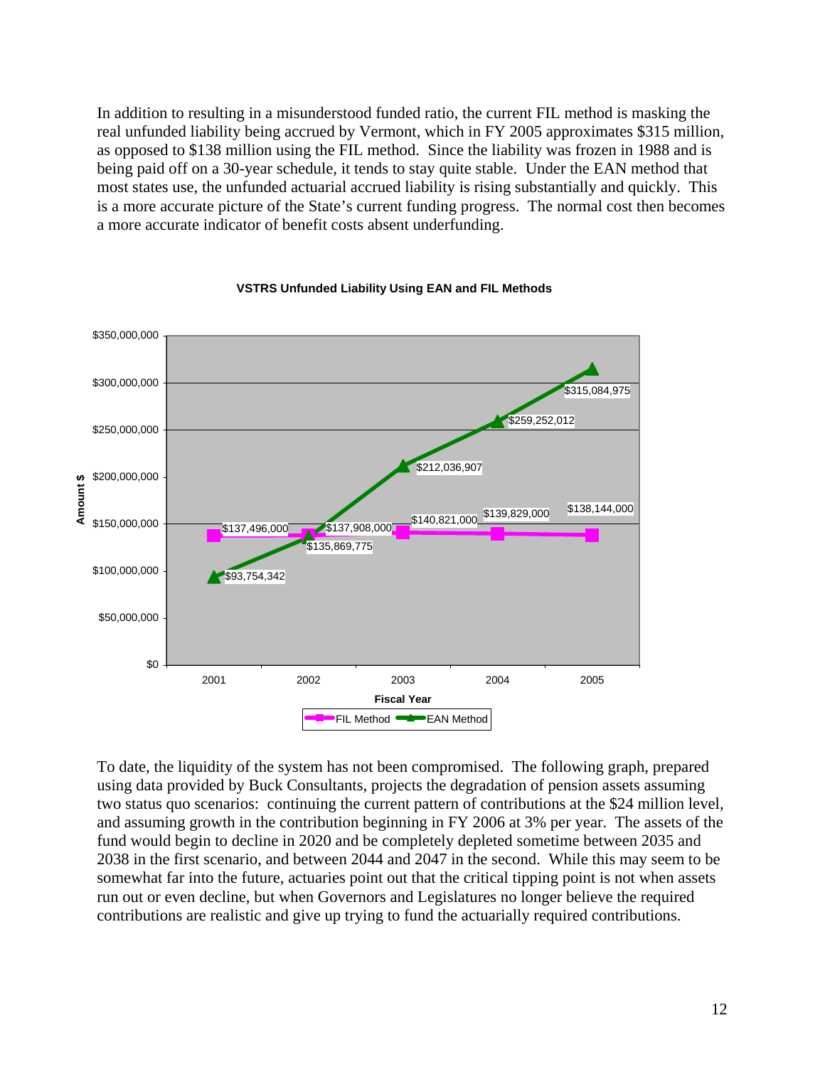In addition to resulting in a misunderstood funded ratio, the current FIL method is masking the real unfunded liability being accrued by Vermont, which in FY 2005 approximates $315 million, as opposed to $138 million using the FIL method. Since the liability was frozen in 1988 and is being paid off on a 30-year schedule, it tends to stay quite stable. Under the EAN method that most states use, the unfunded actuarial accrued liability is rising substantially and quickly. This is a more accurate picture of the State's current funding progress. The normal cost then becomes a more accurate indicator of benefit costs absent underfunding.

**VSTRS Unfunded Liability Using EAN and FIL Methods**

| Fiscal Year | FIL Method | EAN Method |
|---|---|---|
| 2001 | $137,496,000 | $93,754,342 |
| 2002 | $137,908,000 | $135,869,775 |
| 2003 | $140,821,000 | $212,036,907 |
| 2004 | $139,829,000 | $259,252,012 |
| 2005 | $138,144,000 | $315,084,975 |

To date, the liquidity of the system has not been compromised. The following graph, prepared using data provided by Buck Consultants, projects the degradation of pension assets assuming two status quo scenarios: continuing the current pattern of contributions at the $24 million level, and assuming growth in the contribution beginning in FY 2006 at 3% per year. The assets of the fund would begin to decline in 2020 and be completely depleted sometime between 2035 and 2038 in the first scenario, and between 2044 and 2047 in the second. While this may seem to be somewhat far into the future, actuaries point out that the critical tipping point is not when assets run out or even decline, but when Governors and Legislatures no longer believe the required contributions are realistic and give up trying to fund the actuarially required contributions.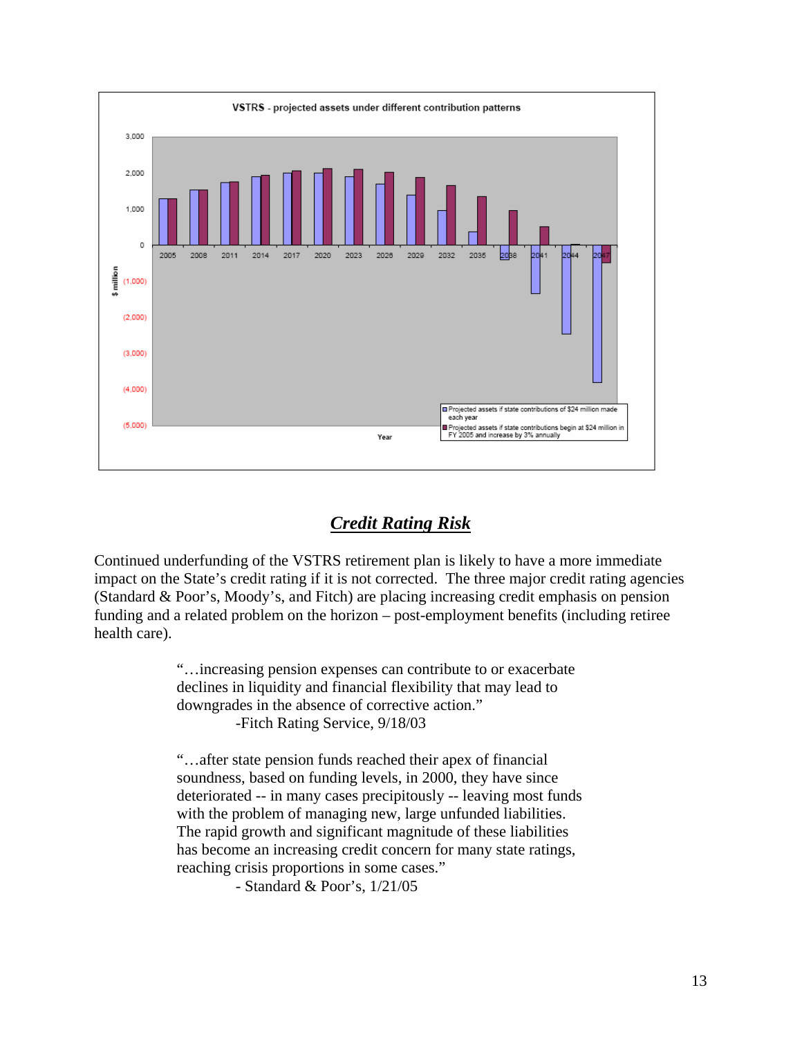VSTRS - projected assets under different contribution patterns

## *Credit Rating Risk*

Continued underfunding of the VSTRS retirement plan is likely to have a more immediate impact on the State's credit rating if it is not corrected. The three major credit rating agencies (Standard & Poor's, Moody's, and Fitch) are placing increasing credit emphasis on pension funding and a related problem on the horizon – post-employment benefits (including retiree health care).

> "…increasing pension expenses can contribute to or exacerbate declines in liquidity and financial flexibility that may lead to downgrades in the absence of corrective action."
>
> -Fitch Rating Service, 9/18/03

> "…after state pension funds reached their apex of financial soundness, based on funding levels, in 2000, they have since deteriorated -- in many cases precipitously -- leaving most funds with the problem of managing new, large unfunded liabilities. The rapid growth and significant magnitude of these liabilities has become an increasing credit concern for many state ratings, reaching crisis proportions in some cases."
>
> - Standard & Poor's, 1/21/05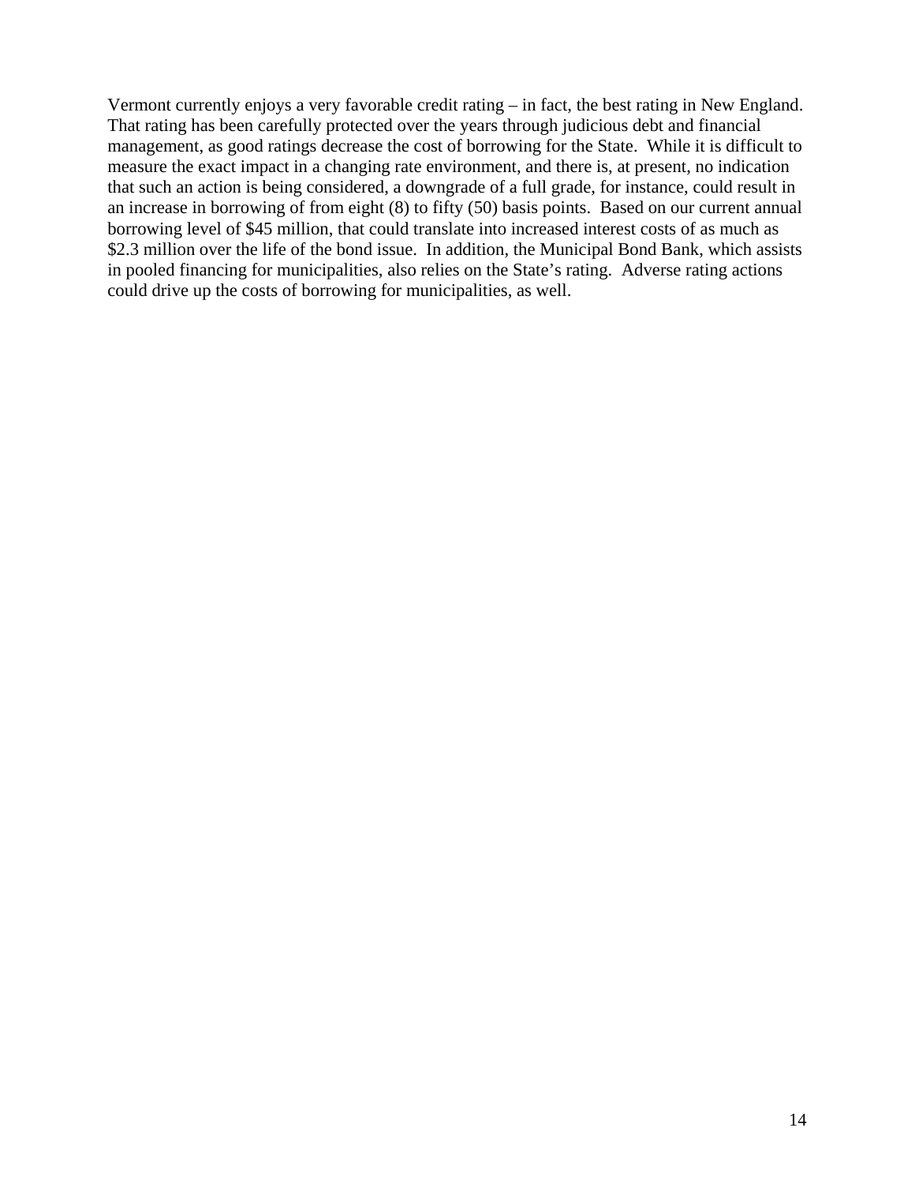Vermont currently enjoys a very favorable credit rating – in fact, the best rating in New England. That rating has been carefully protected over the years through judicious debt and financial management, as good ratings decrease the cost of borrowing for the State. While it is difficult to measure the exact impact in a changing rate environment, and there is, at present, no indication that such an action is being considered, a downgrade of a full grade, for instance, could result in an increase in borrowing of from eight (8) to fifty (50) basis points. Based on our current annual borrowing level of $45 million, that could translate into increased interest costs of as much as $2.3 million over the life of the bond issue. In addition, the Municipal Bond Bank, which assists in pooled financing for municipalities, also relies on the State's rating. Adverse rating actions could drive up the costs of borrowing for municipalities, as well.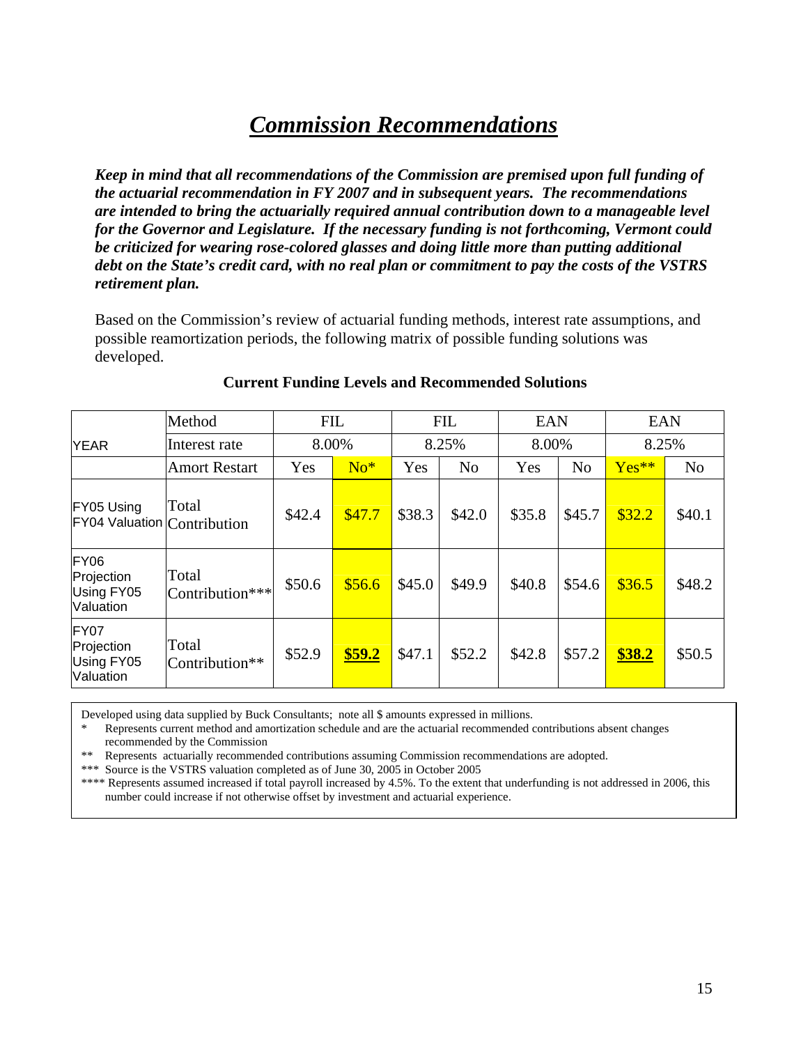# *Commission Recommendations*

***Keep in mind that all recommendations of the Commission are premised upon full funding of the actuarial recommendation in FY 2007 and in subsequent years. The recommendations are intended to bring the actuarially required annual contribution down to a manageable level for the Governor and Legislature. If the necessary funding is not forthcoming, Vermont could be criticized for wearing rose-colored glasses and doing little more than putting additional debt on the State's credit card, with no real plan or commitment to pay the costs of the VSTRS retirement plan.***

Based on the Commission's review of actuarial funding methods, interest rate assumptions, and possible reamortization periods, the following matrix of possible funding solutions was developed.

**Current Funding Levels and Recommended Solutions**

| | Method | FIL | | FIL | | EAN | | EAN | |
|---|---|---|---|---|---|---|---|---|---|
| YEAR | Interest rate | 8.00% | | 8.25% | | 8.00% | | 8.25% | |
| | Amort Restart | Yes | No* | Yes | No | Yes | No | Yes** | No |
| FY05 Using FY04 Valuation | Total Contribution | \$42.4 | \$47.7 | \$38.3 | \$42.0 | \$35.8 | \$45.7 | \$32.2 | \$40.1 |
| FY06 Projection Using FY05 Valuation | Total Contribution*** | \$50.6 | \$56.6 | \$45.0 | \$49.9 | \$40.8 | \$54.6 | \$36.5 | \$48.2 |
| FY07 Projection Using FY05 Valuation | Total Contribution** | \$52.9 | **\$59.2** | \$47.1 | \$52.2 | \$42.8 | \$57.2 | **\$38.2** | \$50.5 |

Developed using data supplied by Buck Consultants; note all \$ amounts expressed in millions.

\* Represents current method and amortization schedule and are the actuarial recommended contributions absent changes recommended by the Commission

\*\* Represents actuarially recommended contributions assuming Commission recommendations are adopted.

\*\*\* Source is the VSTRS valuation completed as of June 30, 2005 in October 2005

\*\*\*\* Represents assumed increased if total payroll increased by 4.5%. To the extent that underfunding is not addressed in 2006, this number could increase if not otherwise offset by investment and actuarial experience.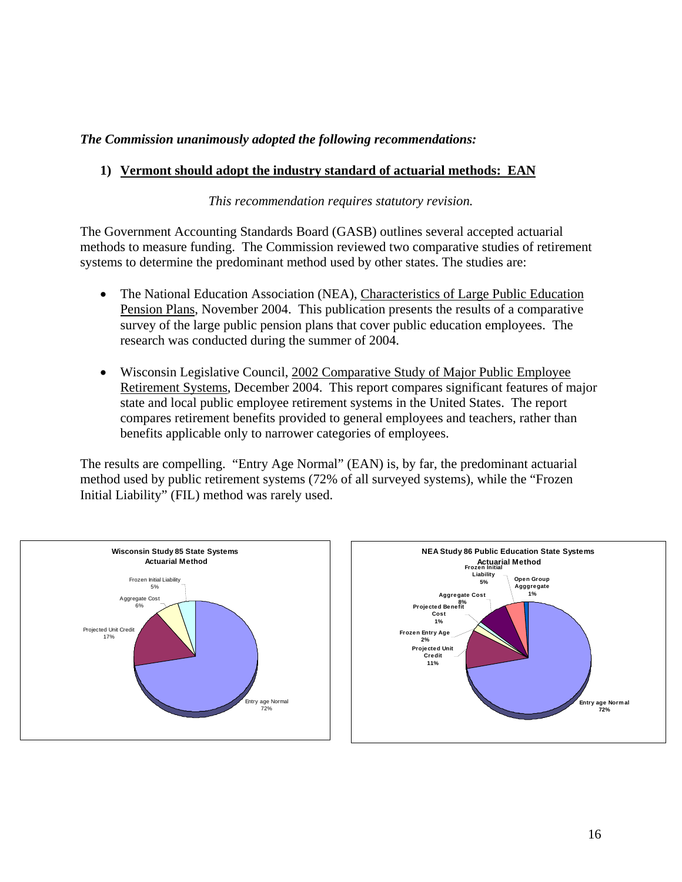***The Commission unanimously adopted the following recommendations:***

**1) <u>Vermont should adopt the industry standard of actuarial methods: EAN</u>**

*This recommendation requires statutory revision.*

The Government Accounting Standards Board (GASB) outlines several accepted actuarial methods to measure funding. The Commission reviewed two comparative studies of retirement systems to determine the predominant method used by other states. The studies are:

- The National Education Association (NEA), Characteristics of Large Public Education Pension Plans, November 2004. This publication presents the results of a comparative survey of the large public pension plans that cover public education employees. The research was conducted during the summer of 2004.

- Wisconsin Legislative Council, 2002 Comparative Study of Major Public Employee Retirement Systems, December 2004. This report compares significant features of major state and local public employee retirement systems in the United States. The report compares retirement benefits provided to general employees and teachers, rather than benefits applicable only to narrower categories of employees.

The results are compelling. "Entry Age Normal" (EAN) is, by far, the predominant actuarial method used by public retirement systems (72% of all surveyed systems), while the "Frozen Initial Liability" (FIL) method was rarely used.

**Wisconsin Study 85 State Systems — Actuarial Method**

| Actuarial Method | Share |
|---|---|
| Entry age Normal | 72% |
| Projected Unit Credit | 17% |
| Aggregate Cost | 6% |
| Frozen Initial Liability | 5% |

**NEA Study 86 Public Education State Systems — Actuarial Method**

| Actuarial Method | Share |
|---|---|
| Entry age Normal | 72% |
| Projected Unit Credit | 11% |
| Aggregate Cost | 8% |
| Frozen Initial Liability | 5% |
| Frozen Entry Age | 2% |
| Projected Benefit Cost | 1% |
| Open Group Agggregate | 1% |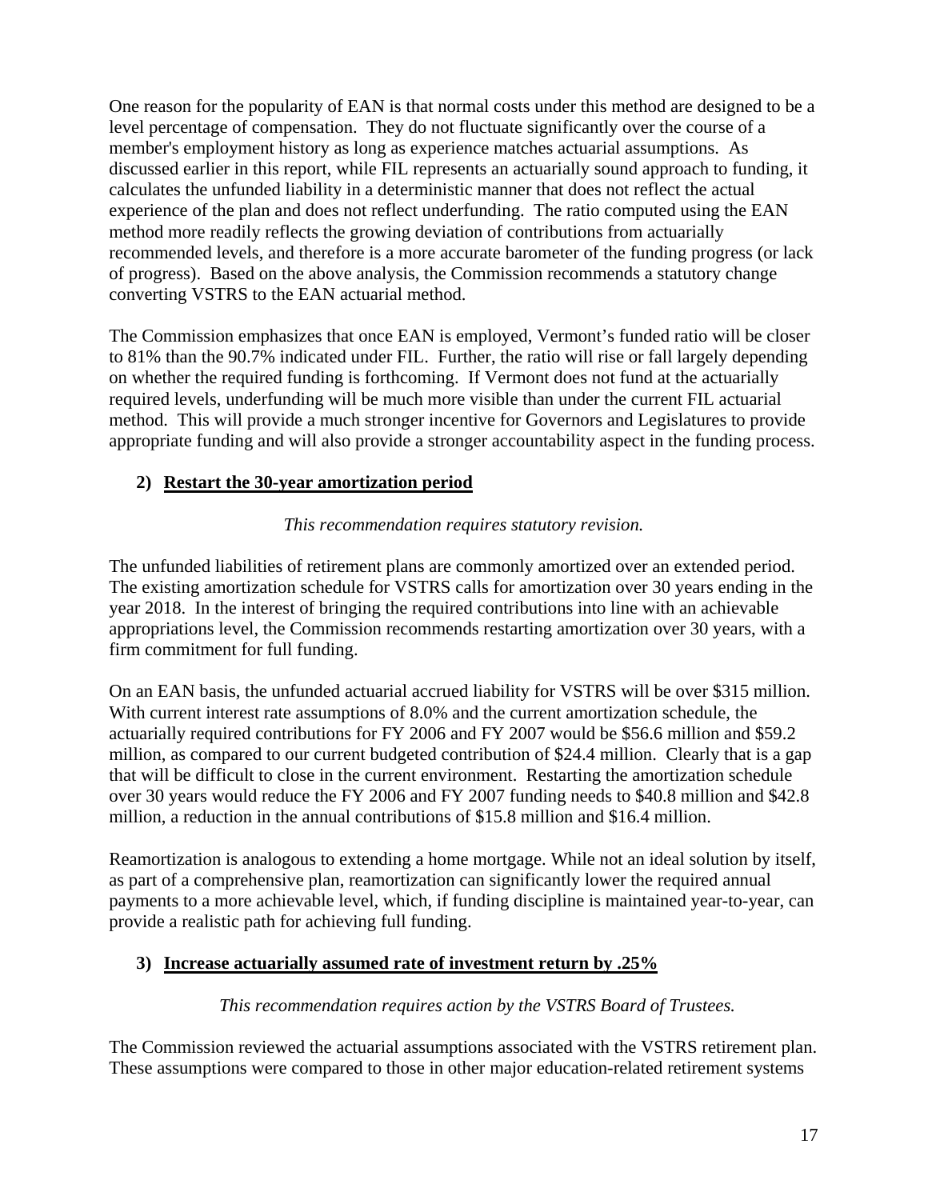One reason for the popularity of EAN is that normal costs under this method are designed to be a level percentage of compensation. They do not fluctuate significantly over the course of a member's employment history as long as experience matches actuarial assumptions. As discussed earlier in this report, while FIL represents an actuarially sound approach to funding, it calculates the unfunded liability in a deterministic manner that does not reflect the actual experience of the plan and does not reflect underfunding. The ratio computed using the EAN method more readily reflects the growing deviation of contributions from actuarially recommended levels, and therefore is a more accurate barometer of the funding progress (or lack of progress). Based on the above analysis, the Commission recommends a statutory change converting VSTRS to the EAN actuarial method.

The Commission emphasizes that once EAN is employed, Vermont's funded ratio will be closer to 81% than the 90.7% indicated under FIL. Further, the ratio will rise or fall largely depending on whether the required funding is forthcoming. If Vermont does not fund at the actuarially required levels, underfunding will be much more visible than under the current FIL actuarial method. This will provide a much stronger incentive for Governors and Legislatures to provide appropriate funding and will also provide a stronger accountability aspect in the funding process.

### 2) Restart the 30-year amortization period

*This recommendation requires statutory revision.*

The unfunded liabilities of retirement plans are commonly amortized over an extended period. The existing amortization schedule for VSTRS calls for amortization over 30 years ending in the year 2018. In the interest of bringing the required contributions into line with an achievable appropriations level, the Commission recommends restarting amortization over 30 years, with a firm commitment for full funding.

On an EAN basis, the unfunded actuarial accrued liability for VSTRS will be over $315 million. With current interest rate assumptions of 8.0% and the current amortization schedule, the actuarially required contributions for FY 2006 and FY 2007 would be $56.6 million and $59.2 million, as compared to our current budgeted contribution of $24.4 million. Clearly that is a gap that will be difficult to close in the current environment. Restarting the amortization schedule over 30 years would reduce the FY 2006 and FY 2007 funding needs to $40.8 million and $42.8 million, a reduction in the annual contributions of $15.8 million and $16.4 million.

Reamortization is analogous to extending a home mortgage. While not an ideal solution by itself, as part of a comprehensive plan, reamortization can significantly lower the required annual payments to a more achievable level, which, if funding discipline is maintained year-to-year, can provide a realistic path for achieving full funding.

### 3) Increase actuarially assumed rate of investment return by .25%

*This recommendation requires action by the VSTRS Board of Trustees.*

The Commission reviewed the actuarial assumptions associated with the VSTRS retirement plan. These assumptions were compared to those in other major education-related retirement systems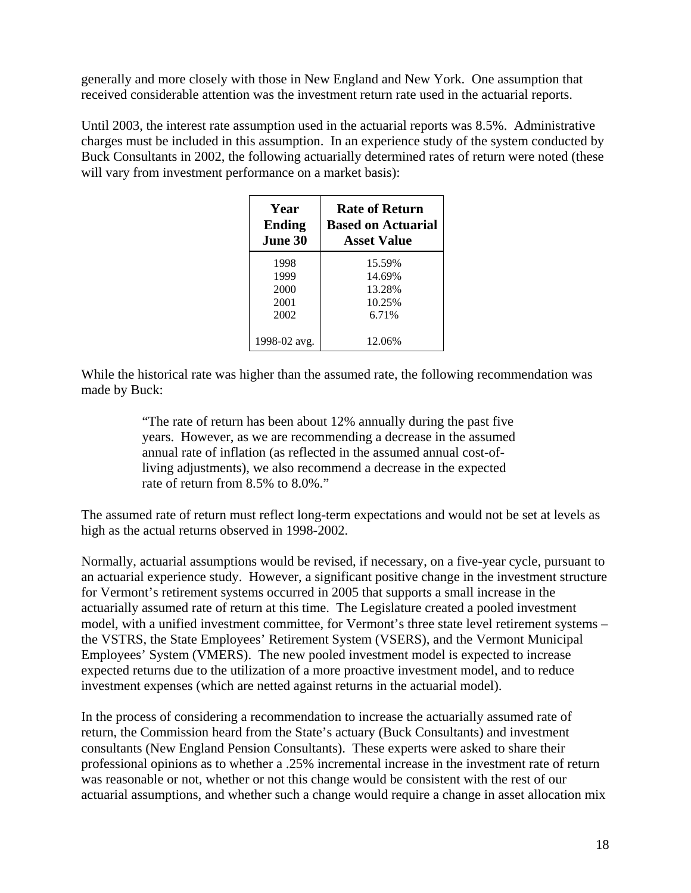generally and more closely with those in New England and New York. One assumption that received considerable attention was the investment return rate used in the actuarial reports.

Until 2003, the interest rate assumption used in the actuarial reports was 8.5%. Administrative charges must be included in this assumption. In an experience study of the system conducted by Buck Consultants in 2002, the following actuarially determined rates of return were noted (these will vary from investment performance on a market basis):

| Year Ending June 30 | Rate of Return Based on Actuarial Asset Value |
|---|---|
| 1998 | 15.59% |
| 1999 | 14.69% |
| 2000 | 13.28% |
| 2001 | 10.25% |
| 2002 | 6.71% |
| 1998-02 avg. | 12.06% |

While the historical rate was higher than the assumed rate, the following recommendation was made by Buck:

> "The rate of return has been about 12% annually during the past five years. However, as we are recommending a decrease in the assumed annual rate of inflation (as reflected in the assumed annual cost-of-living adjustments), we also recommend a decrease in the expected rate of return from 8.5% to 8.0%."

The assumed rate of return must reflect long-term expectations and would not be set at levels as high as the actual returns observed in 1998-2002.

Normally, actuarial assumptions would be revised, if necessary, on a five-year cycle, pursuant to an actuarial experience study. However, a significant positive change in the investment structure for Vermont's retirement systems occurred in 2005 that supports a small increase in the actuarially assumed rate of return at this time. The Legislature created a pooled investment model, with a unified investment committee, for Vermont's three state level retirement systems – the VSTRS, the State Employees' Retirement System (VSERS), and the Vermont Municipal Employees' System (VMERS). The new pooled investment model is expected to increase expected returns due to the utilization of a more proactive investment model, and to reduce investment expenses (which are netted against returns in the actuarial model).

In the process of considering a recommendation to increase the actuarially assumed rate of return, the Commission heard from the State's actuary (Buck Consultants) and investment consultants (New England Pension Consultants). These experts were asked to share their professional opinions as to whether a .25% incremental increase in the investment rate of return was reasonable or not, whether or not this change would be consistent with the rest of our actuarial assumptions, and whether such a change would require a change in asset allocation mix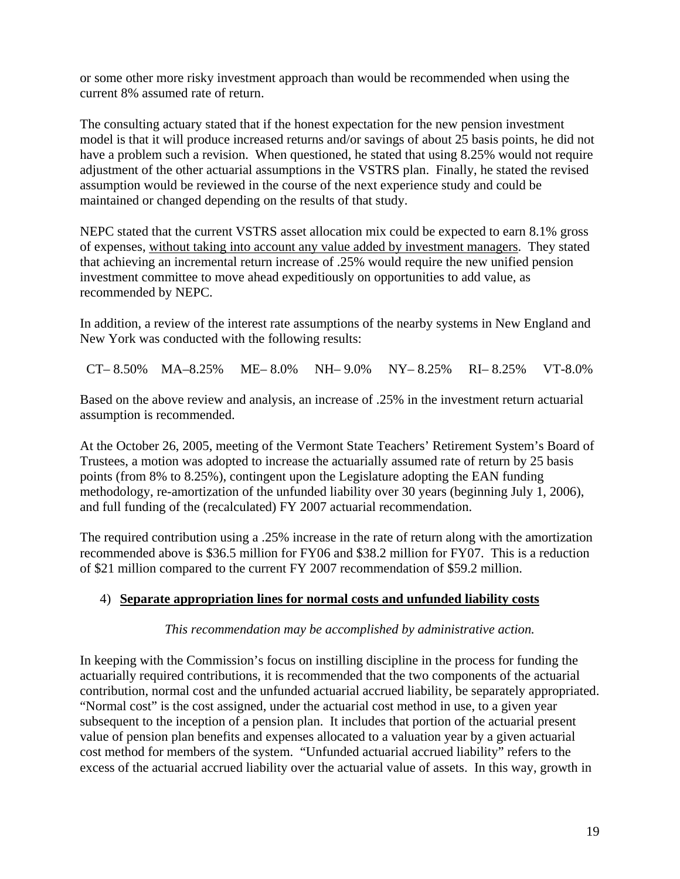or some other more risky investment approach than would be recommended when using the current 8% assumed rate of return.

The consulting actuary stated that if the honest expectation for the new pension investment model is that it will produce increased returns and/or savings of about 25 basis points, he did not have a problem such a revision. When questioned, he stated that using 8.25% would not require adjustment of the other actuarial assumptions in the VSTRS plan. Finally, he stated the revised assumption would be reviewed in the course of the next experience study and could be maintained or changed depending on the results of that study.

NEPC stated that the current VSTRS asset allocation mix could be expected to earn 8.1% gross of expenses, <u>without taking into account any value added by investment managers</u>. They stated that achieving an incremental return increase of .25% would require the new unified pension investment committee to move ahead expeditiously on opportunities to add value, as recommended by NEPC.

In addition, a review of the interest rate assumptions of the nearby systems in New England and New York was conducted with the following results:

CT– 8.50%  MA–8.25%  ME– 8.0%  NH– 9.0%  NY– 8.25%  RI– 8.25%  VT-8.0%

Based on the above review and analysis, an increase of .25% in the investment return actuarial assumption is recommended.

At the October 26, 2005, meeting of the Vermont State Teachers' Retirement System's Board of Trustees, a motion was adopted to increase the actuarially assumed rate of return by 25 basis points (from 8% to 8.25%), contingent upon the Legislature adopting the EAN funding methodology, re-amortization of the unfunded liability over 30 years (beginning July 1, 2006), and full funding of the (recalculated) FY 2007 actuarial recommendation.

The required contribution using a .25% increase in the rate of return along with the amortization recommended above is $36.5 million for FY06 and $38.2 million for FY07. This is a reduction of $21 million compared to the current FY 2007 recommendation of $59.2 million.

4) **<u>Separate appropriation lines for normal costs and unfunded liability costs</u>**

*This recommendation may be accomplished by administrative action.*

In keeping with the Commission's focus on instilling discipline in the process for funding the actuarially required contributions, it is recommended that the two components of the actuarial contribution, normal cost and the unfunded actuarial accrued liability, be separately appropriated. "Normal cost" is the cost assigned, under the actuarial cost method in use, to a given year subsequent to the inception of a pension plan. It includes that portion of the actuarial present value of pension plan benefits and expenses allocated to a valuation year by a given actuarial cost method for members of the system. "Unfunded actuarial accrued liability" refers to the excess of the actuarial accrued liability over the actuarial value of assets. In this way, growth in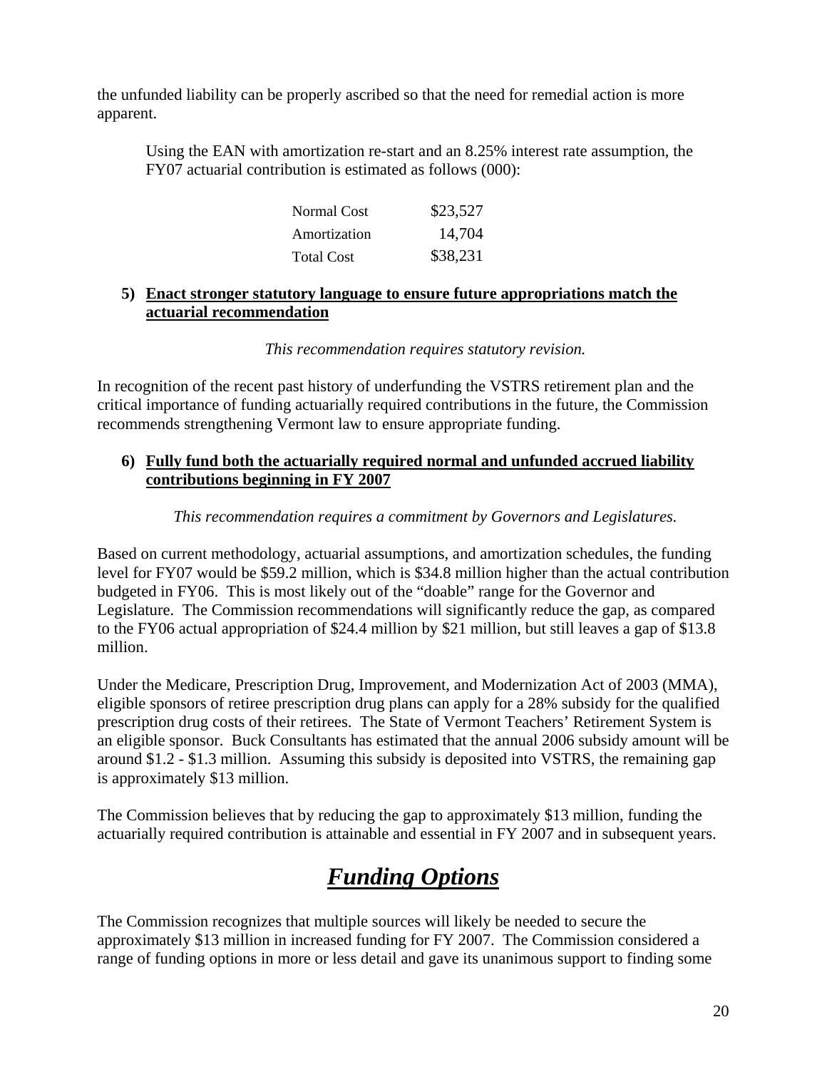the unfunded liability can be properly ascribed so that the need for remedial action is more apparent.

> Using the EAN with amortization re-start and an 8.25% interest rate assumption, the FY07 actuarial contribution is estimated as follows (000):

| | |
|---|---|
| Normal Cost | $23,527 |
| Amortization | 14,704 |
| Total Cost | $38,231 |

**5) <u>Enact stronger statutory language to ensure future appropriations match the actuarial recommendation</u>**

*This recommendation requires statutory revision.*

In recognition of the recent past history of underfunding the VSTRS retirement plan and the critical importance of funding actuarially required contributions in the future, the Commission recommends strengthening Vermont law to ensure appropriate funding.

**6) <u>Fully fund both the actuarially required normal and unfunded accrued liability contributions beginning in FY 2007</u>**

*This recommendation requires a commitment by Governors and Legislatures.*

Based on current methodology, actuarial assumptions, and amortization schedules, the funding level for FY07 would be $59.2 million, which is $34.8 million higher than the actual contribution budgeted in FY06. This is most likely out of the "doable" range for the Governor and Legislature. The Commission recommendations will significantly reduce the gap, as compared to the FY06 actual appropriation of $24.4 million by $21 million, but still leaves a gap of $13.8 million.

Under the Medicare, Prescription Drug, Improvement, and Modernization Act of 2003 (MMA), eligible sponsors of retiree prescription drug plans can apply for a 28% subsidy for the qualified prescription drug costs of their retirees. The State of Vermont Teachers' Retirement System is an eligible sponsor. Buck Consultants has estimated that the annual 2006 subsidy amount will be around $1.2 - $1.3 million. Assuming this subsidy is deposited into VSTRS, the remaining gap is approximately $13 million.

The Commission believes that by reducing the gap to approximately $13 million, funding the actuarially required contribution is attainable and essential in FY 2007 and in subsequent years.

# ***<u>Funding Options</u>***

The Commission recognizes that multiple sources will likely be needed to secure the approximately $13 million in increased funding for FY 2007. The Commission considered a range of funding options in more or less detail and gave its unanimous support to finding some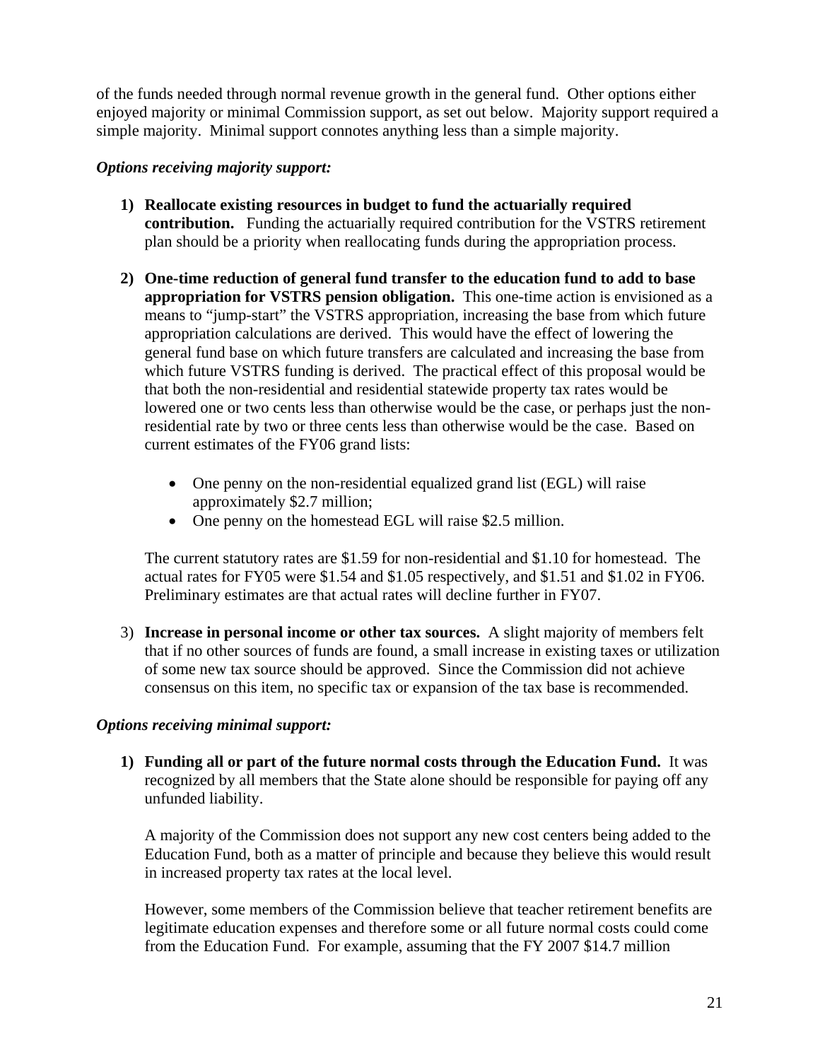of the funds needed through normal revenue growth in the general fund. Other options either enjoyed majority or minimal Commission support, as set out below. Majority support required a simple majority. Minimal support connotes anything less than a simple majority.

***Options receiving majority support:***

1) **Reallocate existing resources in budget to fund the actuarially required contribution.** Funding the actuarially required contribution for the VSTRS retirement plan should be a priority when reallocating funds during the appropriation process.

2) **One-time reduction of general fund transfer to the education fund to add to base appropriation for VSTRS pension obligation.** This one-time action is envisioned as a means to "jump-start" the VSTRS appropriation, increasing the base from which future appropriation calculations are derived. This would have the effect of lowering the general fund base on which future transfers are calculated and increasing the base from which future VSTRS funding is derived. The practical effect of this proposal would be that both the non-residential and residential statewide property tax rates would be lowered one or two cents less than otherwise would be the case, or perhaps just the non-residential rate by two or three cents less than otherwise would be the case. Based on current estimates of the FY06 grand lists:

   - One penny on the non-residential equalized grand list (EGL) will raise approximately $2.7 million;
   - One penny on the homestead EGL will raise $2.5 million.

   The current statutory rates are $1.59 for non-residential and $1.10 for homestead. The actual rates for FY05 were $1.54 and $1.05 respectively, and $1.51 and $1.02 in FY06. Preliminary estimates are that actual rates will decline further in FY07.

3) **Increase in personal income or other tax sources.** A slight majority of members felt that if no other sources of funds are found, a small increase in existing taxes or utilization of some new tax source should be approved. Since the Commission did not achieve consensus on this item, no specific tax or expansion of the tax base is recommended.

***Options receiving minimal support:***

1) **Funding all or part of the future normal costs through the Education Fund.** It was recognized by all members that the State alone should be responsible for paying off any unfunded liability.

   A majority of the Commission does not support any new cost centers being added to the Education Fund, both as a matter of principle and because they believe this would result in increased property tax rates at the local level.

   However, some members of the Commission believe that teacher retirement benefits are legitimate education expenses and therefore some or all future normal costs could come from the Education Fund. For example, assuming that the FY 2007 $14.7 million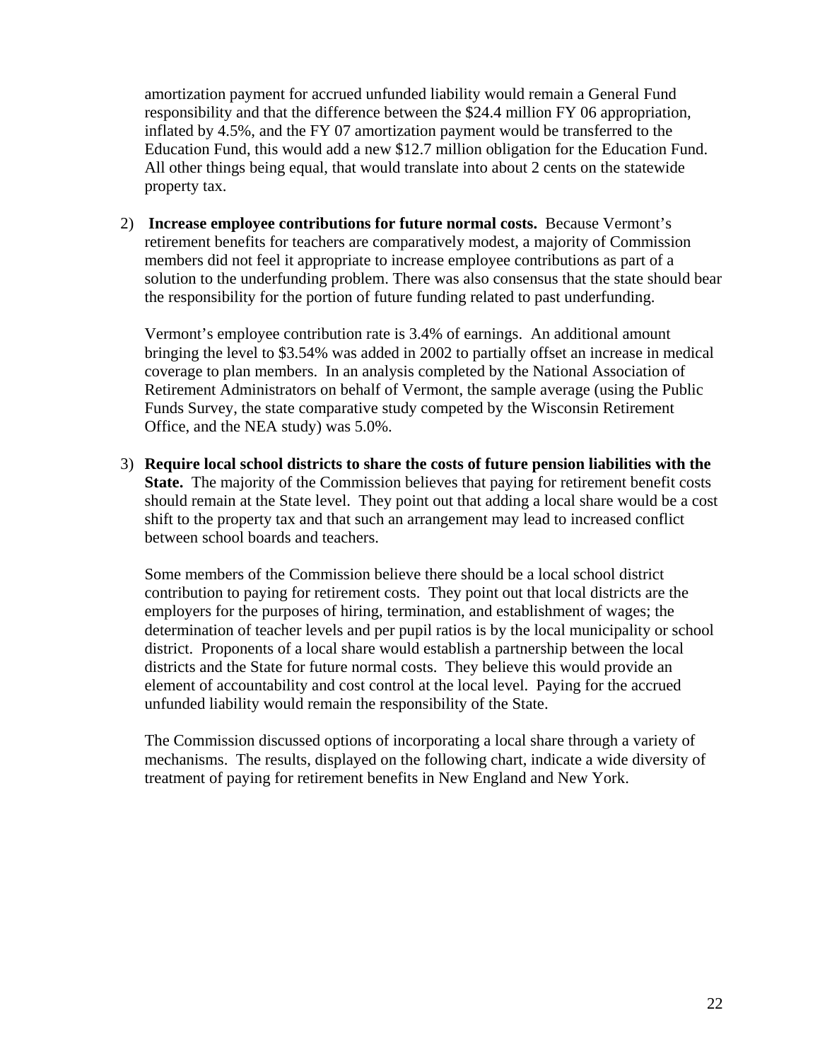amortization payment for accrued unfunded liability would remain a General Fund responsibility and that the difference between the $24.4 million FY 06 appropriation, inflated by 4.5%, and the FY 07 amortization payment would be transferred to the Education Fund, this would add a new $12.7 million obligation for the Education Fund. All other things being equal, that would translate into about 2 cents on the statewide property tax.

2) **Increase employee contributions for future normal costs.** Because Vermont's retirement benefits for teachers are comparatively modest, a majority of Commission members did not feel it appropriate to increase employee contributions as part of a solution to the underfunding problem. There was also consensus that the state should bear the responsibility for the portion of future funding related to past underfunding.

   Vermont's employee contribution rate is 3.4% of earnings. An additional amount bringing the level to $3.54% was added in 2002 to partially offset an increase in medical coverage to plan members. In an analysis completed by the National Association of Retirement Administrators on behalf of Vermont, the sample average (using the Public Funds Survey, the state comparative study competed by the Wisconsin Retirement Office, and the NEA study) was 5.0%.

3) **Require local school districts to share the costs of future pension liabilities with the State.** The majority of the Commission believes that paying for retirement benefit costs should remain at the State level. They point out that adding a local share would be a cost shift to the property tax and that such an arrangement may lead to increased conflict between school boards and teachers.

   Some members of the Commission believe there should be a local school district contribution to paying for retirement costs. They point out that local districts are the employers for the purposes of hiring, termination, and establishment of wages; the determination of teacher levels and per pupil ratios is by the local municipality or school district. Proponents of a local share would establish a partnership between the local districts and the State for future normal costs. They believe this would provide an element of accountability and cost control at the local level. Paying for the accrued unfunded liability would remain the responsibility of the State.

   The Commission discussed options of incorporating a local share through a variety of mechanisms. The results, displayed on the following chart, indicate a wide diversity of treatment of paying for retirement benefits in New England and New York.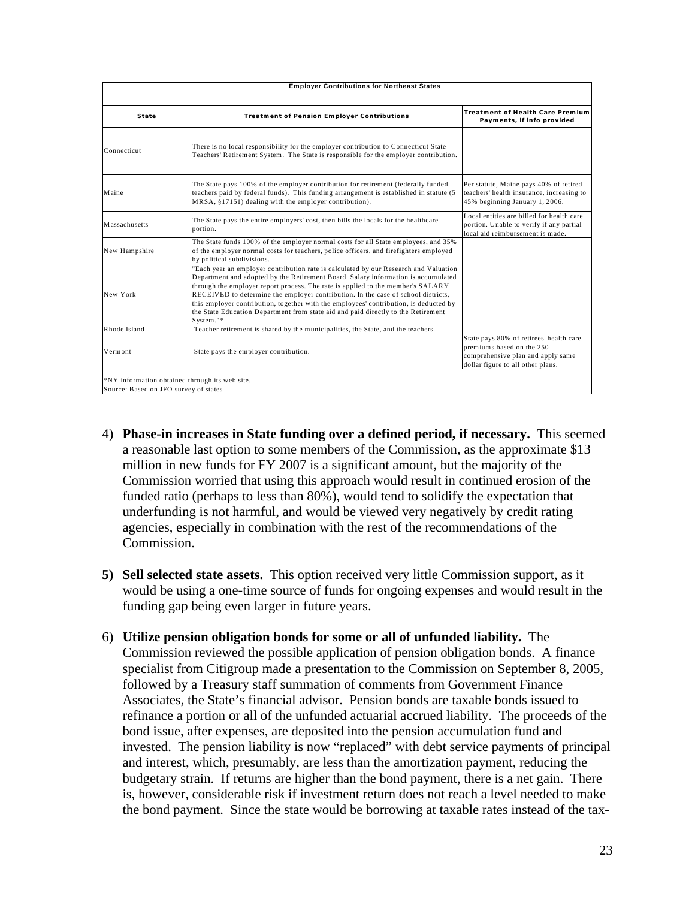| Employer Contributions for Northeast States | | |
|---|---|---|
| **State** | **Treatment of Pension Employer Contributions** | **Treatment of Health Care Premium Payments, if info provided** |
| Connecticut | There is no local responsibility for the employer contribution to Connecticut State Teachers' Retirement System. The State is responsible for the employer contribution. | |
| Maine | The State pays 100% of the employer contribution for retirement (federally funded teachers paid by federal funds). This funding arrangement is established in statute (5 MRSA, §17151) dealing with the employer contribution). | Per statute, Maine pays 40% of retired teachers' health insurance, increasing to 45% beginning January 1, 2006. |
| Massachusetts | The State pays the entire employers' cost, then bills the locals for the healthcare portion. | Local entities are billed for health care portion. Unable to verify if any partial local aid reimbursement is made. |
| New Hampshire | The State funds 100% of the employer normal costs for all State employees, and 35% of the employer normal costs for teachers, police officers, and firefighters employed by political subdivisions. | |
| New York | "Each year an employer contribution rate is calculated by our Research and Valuation Department and adopted by the Retirement Board. Salary information is accumulated through the employer report process. The rate is applied to the member's SALARY RECEIVED to determine the employer contribution. In the case of school districts, this employer contribution, together with the employees' contribution, is deducted by the State Education Department from state aid and paid directly to the Retirement System."* | |
| Rhode Island | Teacher retirement is shared by the municipalities, the State, and the teachers. | |
| Vermont | State pays the employer contribution. | State pays 80% of retirees' health care premiums based on the 250 comprehensive plan and apply same dollar figure to all other plans. |

*NY information obtained through its web site.
Source: Based on JFO survey of states

4) **Phase-in increases in State funding over a defined period, if necessary.** This seemed a reasonable last option to some members of the Commission, as the approximate $13 million in new funds for FY 2007 is a significant amount, but the majority of the Commission worried that using this approach would result in continued erosion of the funded ratio (perhaps to less than 80%), would tend to solidify the expectation that underfunding is not harmful, and would be viewed very negatively by credit rating agencies, especially in combination with the rest of the recommendations of the Commission.

5) **Sell selected state assets.** This option received very little Commission support, as it would be using a one-time source of funds for ongoing expenses and would result in the funding gap being even larger in future years.

6) **Utilize pension obligation bonds for some or all of unfunded liability.** The Commission reviewed the possible application of pension obligation bonds. A finance specialist from Citigroup made a presentation to the Commission on September 8, 2005, followed by a Treasury staff summation of comments from Government Finance Associates, the State's financial advisor. Pension bonds are taxable bonds issued to refinance a portion or all of the unfunded actuarial accrued liability. The proceeds of the bond issue, after expenses, are deposited into the pension accumulation fund and invested. The pension liability is now "replaced" with debt service payments of principal and interest, which, presumably, are less than the amortization payment, reducing the budgetary strain. If returns are higher than the bond payment, there is a net gain. There is, however, considerable risk if investment return does not reach a level needed to make the bond payment. Since the state would be borrowing at taxable rates instead of the tax-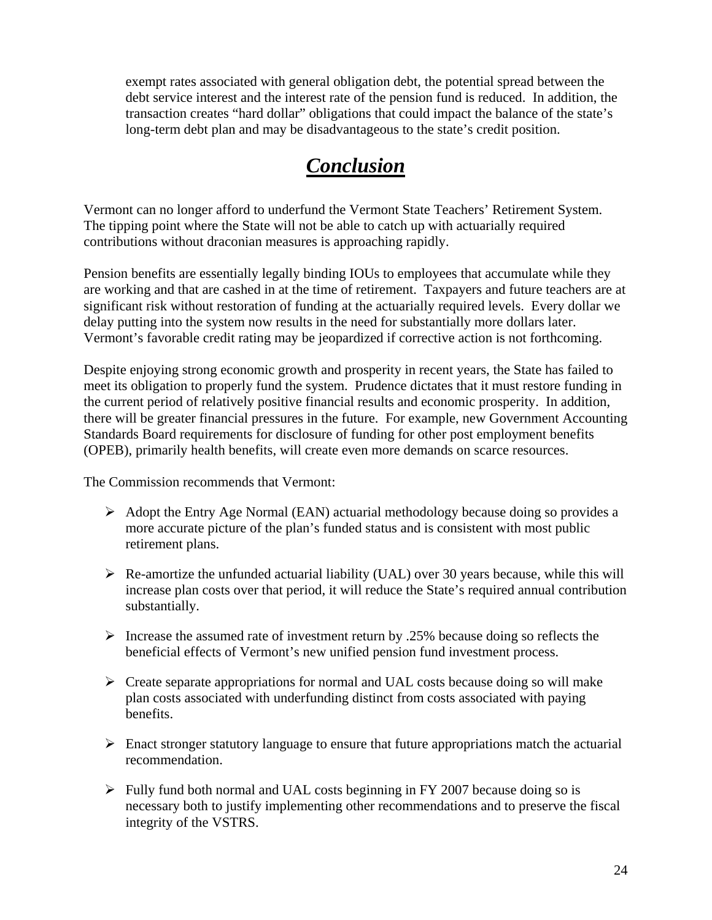exempt rates associated with general obligation debt, the potential spread between the debt service interest and the interest rate of the pension fund is reduced. In addition, the transaction creates "hard dollar" obligations that could impact the balance of the state's long-term debt plan and may be disadvantageous to the state's credit position.

# ***Conclusion***

Vermont can no longer afford to underfund the Vermont State Teachers' Retirement System. The tipping point where the State will not be able to catch up with actuarially required contributions without draconian measures is approaching rapidly.

Pension benefits are essentially legally binding IOUs to employees that accumulate while they are working and that are cashed in at the time of retirement. Taxpayers and future teachers are at significant risk without restoration of funding at the actuarially required levels. Every dollar we delay putting into the system now results in the need for substantially more dollars later. Vermont's favorable credit rating may be jeopardized if corrective action is not forthcoming.

Despite enjoying strong economic growth and prosperity in recent years, the State has failed to meet its obligation to properly fund the system. Prudence dictates that it must restore funding in the current period of relatively positive financial results and economic prosperity. In addition, there will be greater financial pressures in the future. For example, new Government Accounting Standards Board requirements for disclosure of funding for other post employment benefits (OPEB), primarily health benefits, will create even more demands on scarce resources.

The Commission recommends that Vermont:

- Adopt the Entry Age Normal (EAN) actuarial methodology because doing so provides a more accurate picture of the plan's funded status and is consistent with most public retirement plans.
- Re-amortize the unfunded actuarial liability (UAL) over 30 years because, while this will increase plan costs over that period, it will reduce the State's required annual contribution substantially.
- Increase the assumed rate of investment return by .25% because doing so reflects the beneficial effects of Vermont's new unified pension fund investment process.
- Create separate appropriations for normal and UAL costs because doing so will make plan costs associated with underfunding distinct from costs associated with paying benefits.
- Enact stronger statutory language to ensure that future appropriations match the actuarial recommendation.
- Fully fund both normal and UAL costs beginning in FY 2007 because doing so is necessary both to justify implementing other recommendations and to preserve the fiscal integrity of the VSTRS.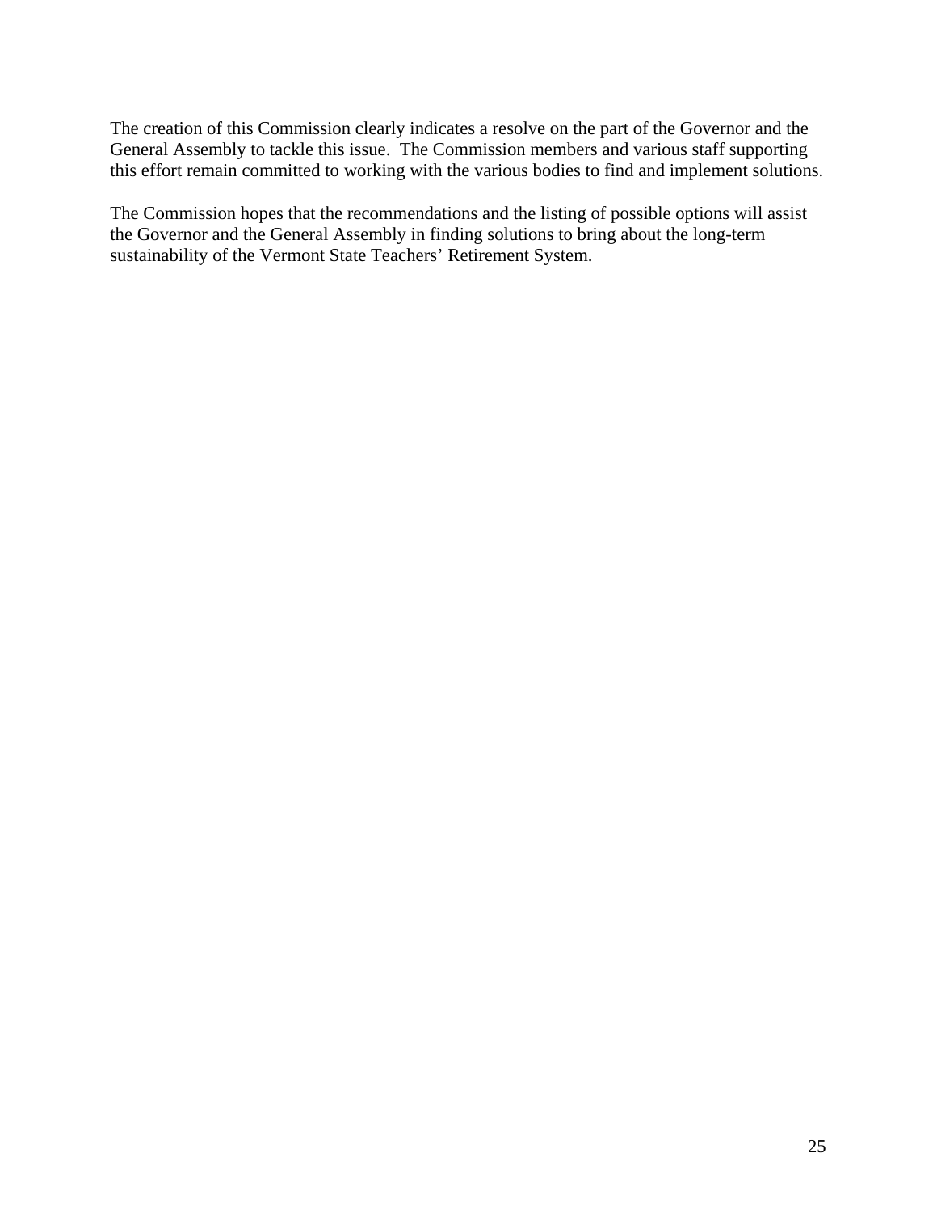The creation of this Commission clearly indicates a resolve on the part of the Governor and the General Assembly to tackle this issue. The Commission members and various staff supporting this effort remain committed to working with the various bodies to find and implement solutions.

The Commission hopes that the recommendations and the listing of possible options will assist the Governor and the General Assembly in finding solutions to bring about the long-term sustainability of the Vermont State Teachers' Retirement System.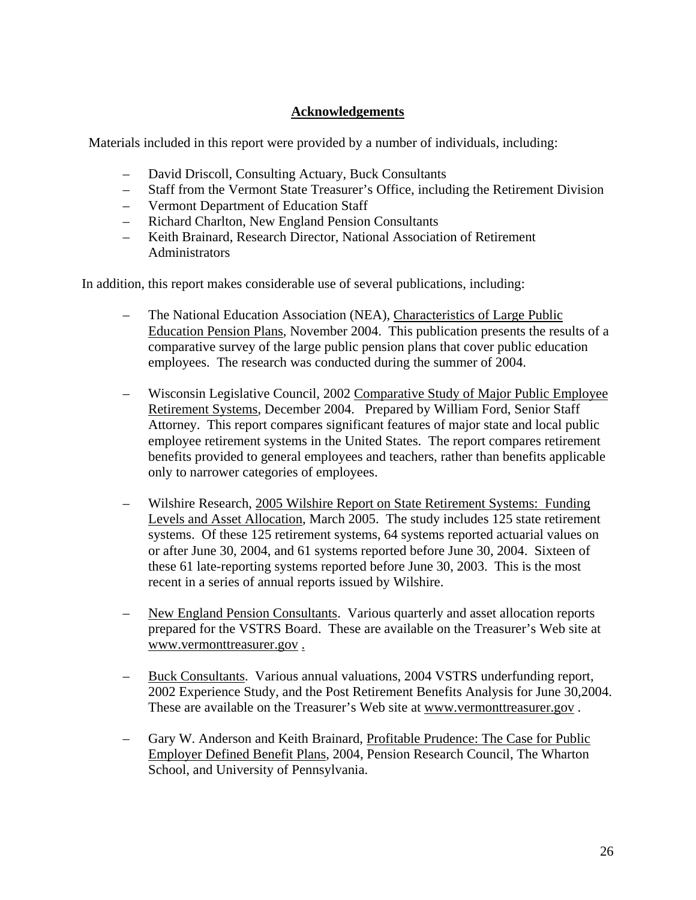## Acknowledgements

Materials included in this report were provided by a number of individuals, including:

- David Driscoll, Consulting Actuary, Buck Consultants
- Staff from the Vermont State Treasurer's Office, including the Retirement Division
- Vermont Department of Education Staff
- Richard Charlton, New England Pension Consultants
- Keith Brainard, Research Director, National Association of Retirement Administrators

In addition, this report makes considerable use of several publications, including:

- The National Education Association (NEA), Characteristics of Large Public Education Pension Plans, November 2004. This publication presents the results of a comparative survey of the large public pension plans that cover public education employees. The research was conducted during the summer of 2004.

- Wisconsin Legislative Council, 2002 Comparative Study of Major Public Employee Retirement Systems, December 2004. Prepared by William Ford, Senior Staff Attorney. This report compares significant features of major state and local public employee retirement systems in the United States. The report compares retirement benefits provided to general employees and teachers, rather than benefits applicable only to narrower categories of employees.

- Wilshire Research, 2005 Wilshire Report on State Retirement Systems: Funding Levels and Asset Allocation, March 2005. The study includes 125 state retirement systems. Of these 125 retirement systems, 64 systems reported actuarial values on or after June 30, 2004, and 61 systems reported before June 30, 2004. Sixteen of these 61 late-reporting systems reported before June 30, 2003. This is the most recent in a series of annual reports issued by Wilshire.

- New England Pension Consultants. Various quarterly and asset allocation reports prepared for the VSTRS Board. These are available on the Treasurer's Web site at www.vermonttreasurer.gov .

- Buck Consultants. Various annual valuations, 2004 VSTRS underfunding report, 2002 Experience Study, and the Post Retirement Benefits Analysis for June 30,2004. These are available on the Treasurer's Web site at www.vermonttreasurer.gov .

- Gary W. Anderson and Keith Brainard, Profitable Prudence: The Case for Public Employer Defined Benefit Plans, 2004, Pension Research Council, The Wharton School, and University of Pennsylvania.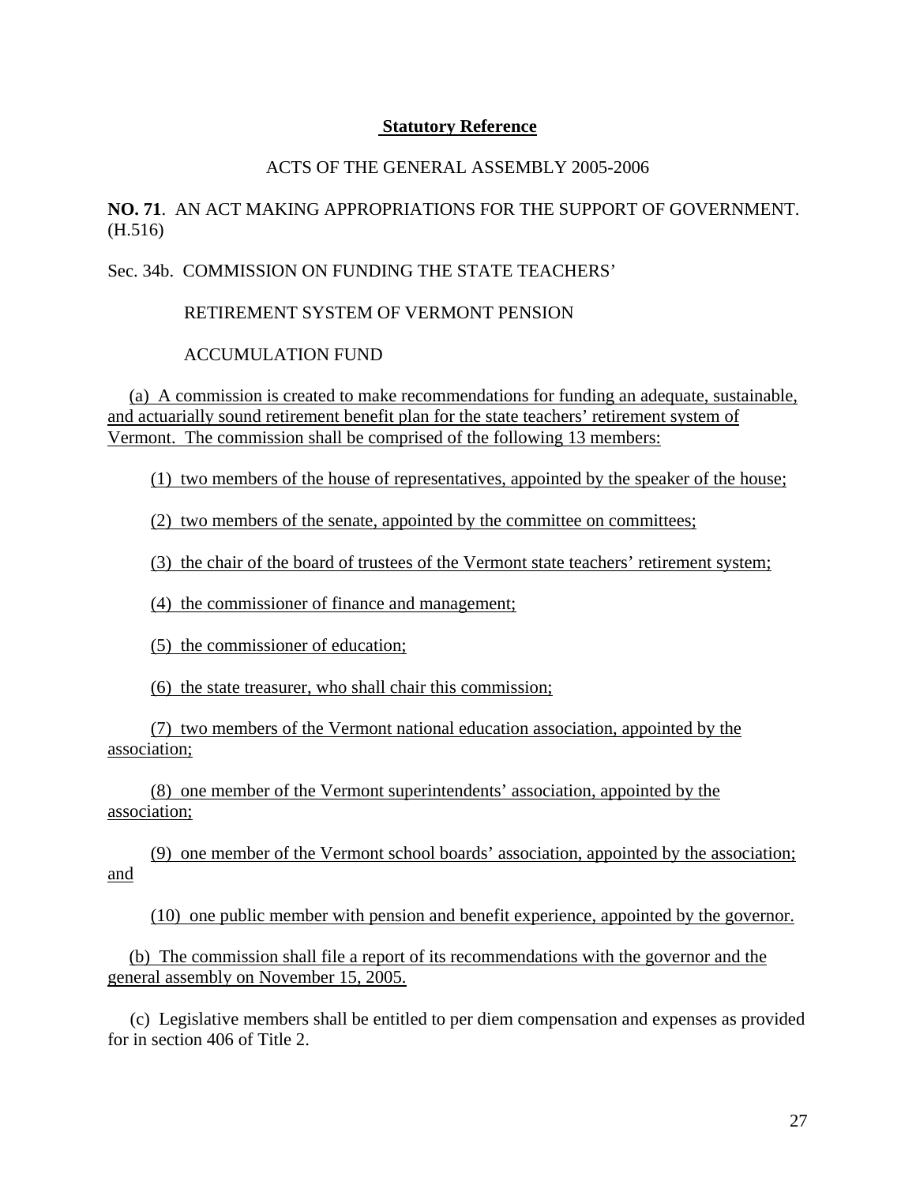## Statutory Reference

ACTS OF THE GENERAL ASSEMBLY 2005-2006

**NO. 71**. AN ACT MAKING APPROPRIATIONS FOR THE SUPPORT OF GOVERNMENT. (H.516)

Sec. 34b. COMMISSION ON FUNDING THE STATE TEACHERS' RETIREMENT SYSTEM OF VERMONT PENSION ACCUMULATION FUND

(a) A commission is created to make recommendations for funding an adequate, sustainable, and actuarially sound retirement benefit plan for the state teachers' retirement system of Vermont. The commission shall be comprised of the following 13 members:

(1) two members of the house of representatives, appointed by the speaker of the house;

(2) two members of the senate, appointed by the committee on committees;

(3) the chair of the board of trustees of the Vermont state teachers' retirement system;

(4) the commissioner of finance and management;

(5) the commissioner of education;

(6) the state treasurer, who shall chair this commission;

(7) two members of the Vermont national education association, appointed by the association;

(8) one member of the Vermont superintendents' association, appointed by the association;

(9) one member of the Vermont school boards' association, appointed by the association; and

(10) one public member with pension and benefit experience, appointed by the governor.

(b) The commission shall file a report of its recommendations with the governor and the general assembly on November 15, 2005.

(c) Legislative members shall be entitled to per diem compensation and expenses as provided for in section 406 of Title 2.